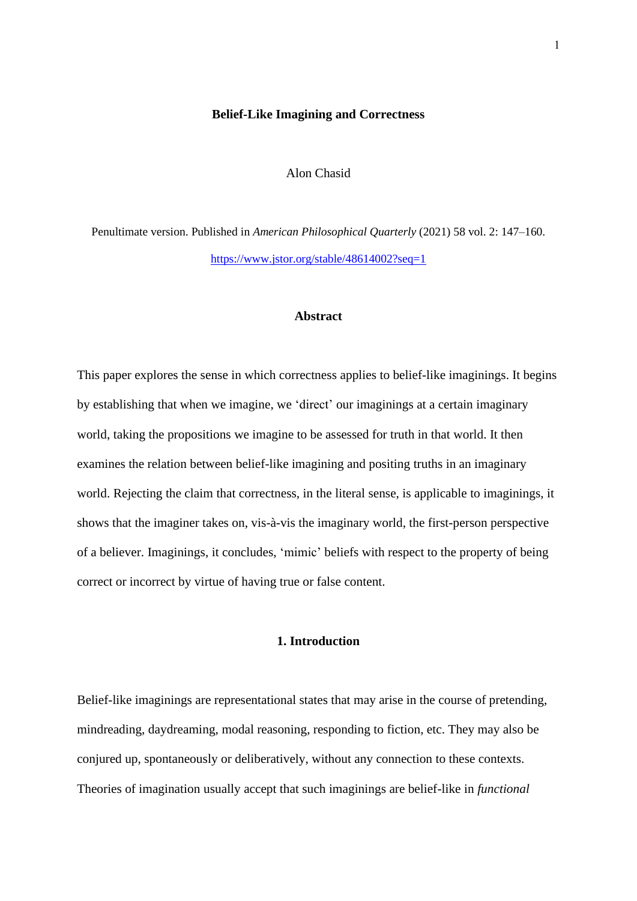# Belief-Like Imagining and Correctness

Alon Chasid

Penultimate version. Published in *American Philosophical Quarterly* (2021) 58 vol. 2: 147–160.

https://www.jstor.org/stable/48614002?seq=1

## Abstract

This paper explores the sense in which correctness applies to belief-like imaginings. It begins by establishing that when we imagine, we 'direct' our imaginings at a certain imaginary world, taking the propositions we imagine to be assessed for truth in that world. It then examines the relation between belief-like imagining and positing truths in an imaginary world. Rejecting the claim that correctness, in the literal sense, is applicable to imaginings, it shows that the imaginer takes on, vis-à-vis the imaginary world, the first-person perspective of a believer. Imaginings, it concludes, 'mimic' beliefs with respect to the property of being correct or incorrect by virtue of having true or false content.

## 1. Introduction

Belief-like imaginings are representational states that may arise in the course of pretending, mindreading, daydreaming, modal reasoning, responding to fiction, etc. They may also be conjured up, spontaneously or deliberatively, without any connection to these contexts. Theories of imagination usually accept that such imaginings are belief-like in *functional*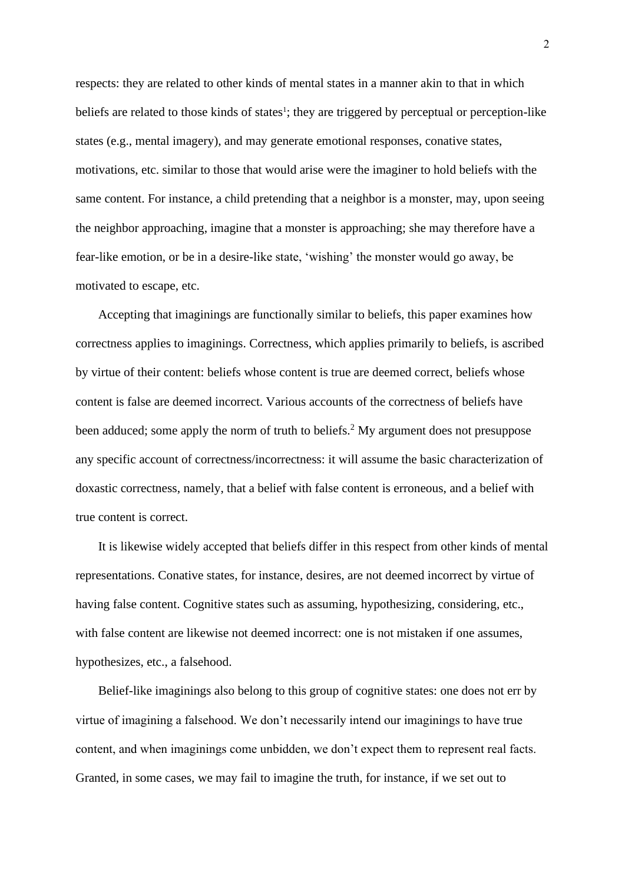respects: they are related to other kinds of mental states in a manner akin to that in which beliefs are related to those kinds of states[1]; they are triggered by perceptual or perception-like states (e.g., mental imagery), and may generate emotional responses, conative states, motivations, etc. similar to those that would arise were the imaginer to hold beliefs with the same content. For instance, a child pretending that a neighbor is a monster, may, upon seeing the neighbor approaching, imagine that a monster is approaching; she may therefore have a fear-like emotion, or be in a desire-like state, 'wishing' the monster would go away, be motivated to escape, etc.

Accepting that imaginings are functionally similar to beliefs, this paper examines how correctness applies to imaginings. Correctness, which applies primarily to beliefs, is ascribed by virtue of their content: beliefs whose content is true are deemed correct, beliefs whose content is false are deemed incorrect. Various accounts of the correctness of beliefs have been adduced; some apply the norm of truth to beliefs.[2] My argument does not presuppose any specific account of correctness/incorrectness: it will assume the basic characterization of doxastic correctness, namely, that a belief with false content is erroneous, and a belief with true content is correct.

It is likewise widely accepted that beliefs differ in this respect from other kinds of mental representations. Conative states, for instance, desires, are not deemed incorrect by virtue of having false content. Cognitive states such as assuming, hypothesizing, considering, etc., with false content are likewise not deemed incorrect: one is not mistaken if one assumes, hypothesizes, etc., a falsehood.

Belief-like imaginings also belong to this group of cognitive states: one does not err by virtue of imagining a falsehood. We don't necessarily intend our imaginings to have true content, and when imaginings come unbidden, we don't expect them to represent real facts. Granted, in some cases, we may fail to imagine the truth, for instance, if we set out to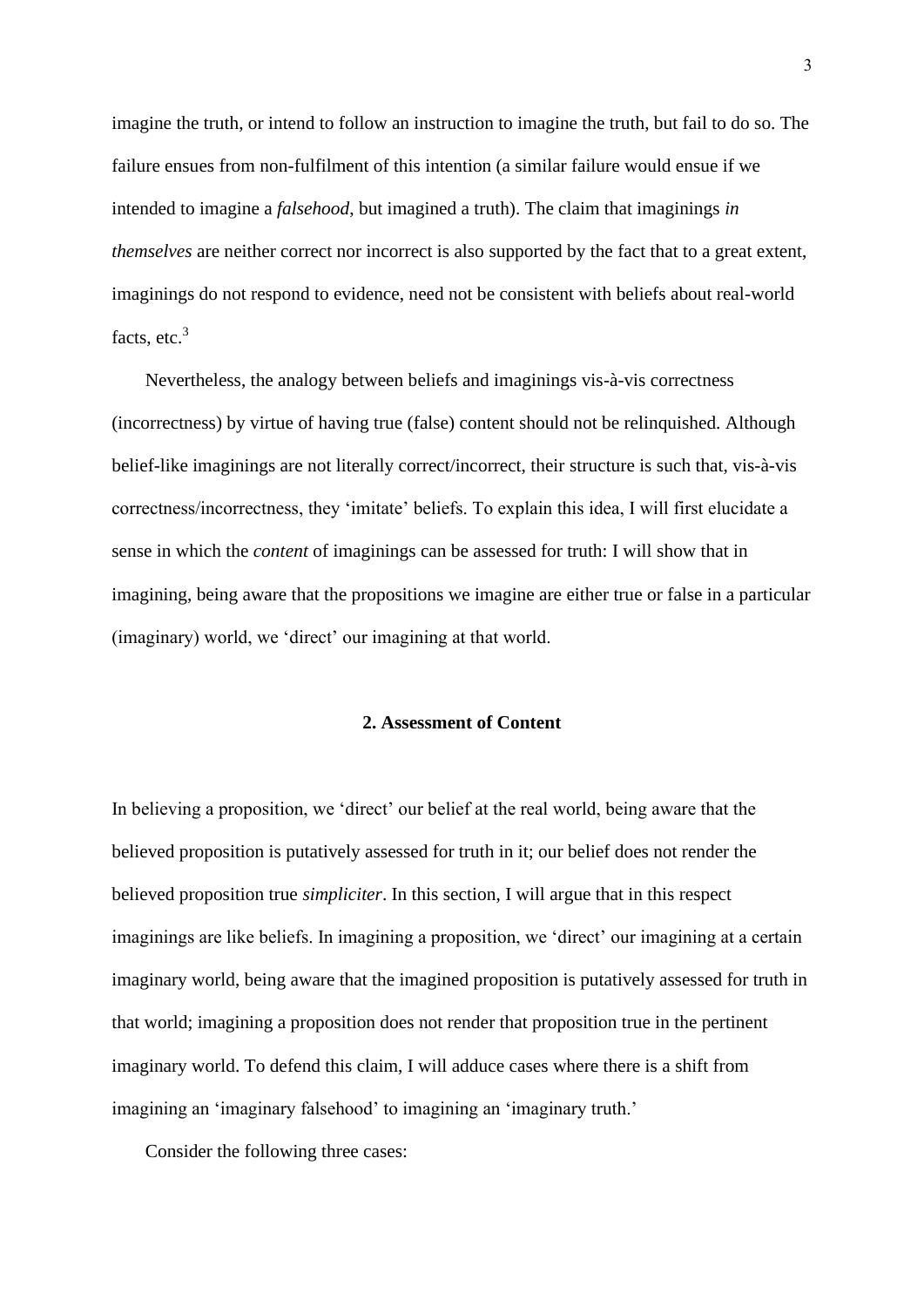imagine the truth, or intend to follow an instruction to imagine the truth, but fail to do so. The failure ensues from non-fulfilment of this intention (a similar failure would ensue if we intended to imagine a *falsehood*, but imagined a truth). The claim that imaginings *in themselves* are neither correct nor incorrect is also supported by the fact that to a great extent, imaginings do not respond to evidence, need not be consistent with beliefs about real-world facts, etc.[3]

Nevertheless, the analogy between beliefs and imaginings vis-à-vis correctness (incorrectness) by virtue of having true (false) content should not be relinquished. Although belief-like imaginings are not literally correct/incorrect, their structure is such that, vis-à-vis correctness/incorrectness, they 'imitate' beliefs. To explain this idea, I will first elucidate a sense in which the *content* of imaginings can be assessed for truth: I will show that in imagining, being aware that the propositions we imagine are either true or false in a particular (imaginary) world, we 'direct' our imagining at that world.

## 2. Assessment of Content

In believing a proposition, we 'direct' our belief at the real world, being aware that the believed proposition is putatively assessed for truth in it; our belief does not render the believed proposition true *simpliciter*. In this section, I will argue that in this respect imaginings are like beliefs. In imagining a proposition, we 'direct' our imagining at a certain imaginary world, being aware that the imagined proposition is putatively assessed for truth in that world; imagining a proposition does not render that proposition true in the pertinent imaginary world. To defend this claim, I will adduce cases where there is a shift from imagining an 'imaginary falsehood' to imagining an 'imaginary truth.'

Consider the following three cases: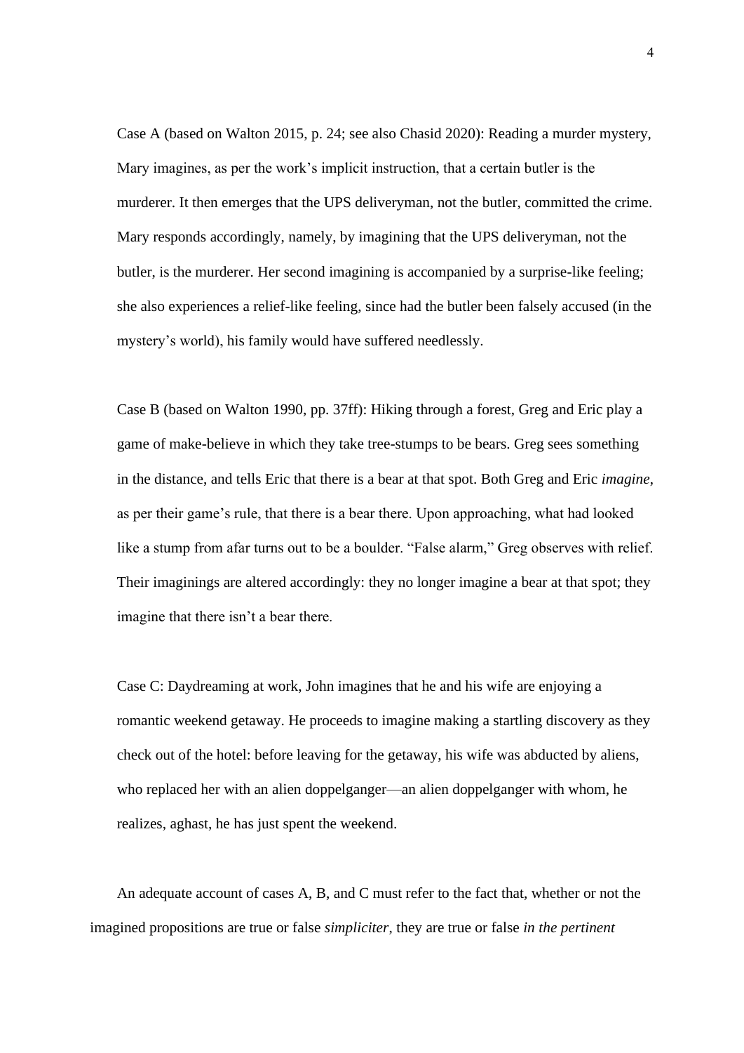Case A (based on Walton 2015, p. 24; see also Chasid 2020): Reading a murder mystery, Mary imagines, as per the work's implicit instruction, that a certain butler is the murderer. It then emerges that the UPS deliveryman, not the butler, committed the crime. Mary responds accordingly, namely, by imagining that the UPS deliveryman, not the butler, is the murderer. Her second imagining is accompanied by a surprise-like feeling; she also experiences a relief-like feeling, since had the butler been falsely accused (in the mystery's world), his family would have suffered needlessly.

Case B (based on Walton 1990, pp. 37ff): Hiking through a forest, Greg and Eric play a game of make-believe in which they take tree-stumps to be bears. Greg sees something in the distance, and tells Eric that there is a bear at that spot. Both Greg and Eric *imagine*, as per their game's rule, that there is a bear there. Upon approaching, what had looked like a stump from afar turns out to be a boulder. "False alarm," Greg observes with relief. Their imaginings are altered accordingly: they no longer imagine a bear at that spot; they imagine that there isn't a bear there.

Case C: Daydreaming at work, John imagines that he and his wife are enjoying a romantic weekend getaway. He proceeds to imagine making a startling discovery as they check out of the hotel: before leaving for the getaway, his wife was abducted by aliens, who replaced her with an alien doppelganger—an alien doppelganger with whom, he realizes, aghast, he has just spent the weekend.

An adequate account of cases A, B, and C must refer to the fact that, whether or not the imagined propositions are true or false *simpliciter*, they are true or false *in the pertinent*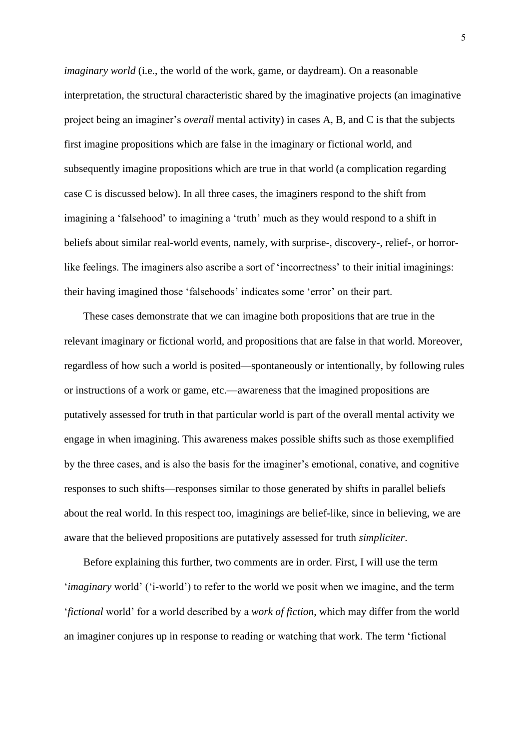*imaginary world* (i.e., the world of the work, game, or daydream). On a reasonable interpretation, the structural characteristic shared by the imaginative projects (an imaginative project being an imaginer's *overall* mental activity) in cases A, B, and C is that the subjects first imagine propositions which are false in the imaginary or fictional world, and subsequently imagine propositions which are true in that world (a complication regarding case C is discussed below). In all three cases, the imaginers respond to the shift from imagining a 'falsehood' to imagining a 'truth' much as they would respond to a shift in beliefs about similar real-world events, namely, with surprise-, discovery-, relief-, or horror-like feelings. The imaginers also ascribe a sort of 'incorrectness' to their initial imaginings: their having imagined those 'falsehoods' indicates some 'error' on their part.

These cases demonstrate that we can imagine both propositions that are true in the relevant imaginary or fictional world, and propositions that are false in that world. Moreover, regardless of how such a world is posited—spontaneously or intentionally, by following rules or instructions of a work or game, etc.—awareness that the imagined propositions are putatively assessed for truth in that particular world is part of the overall mental activity we engage in when imagining. This awareness makes possible shifts such as those exemplified by the three cases, and is also the basis for the imaginer's emotional, conative, and cognitive responses to such shifts—responses similar to those generated by shifts in parallel beliefs about the real world. In this respect too, imaginings are belief-like, since in believing, we are aware that the believed propositions are putatively assessed for truth *simpliciter*.

Before explaining this further, two comments are in order. First, I will use the term '*imaginary* world' ('i-world') to refer to the world we posit when we imagine, and the term '*fictional* world' for a world described by a *work of fiction*, which may differ from the world an imaginer conjures up in response to reading or watching that work. The term 'fictional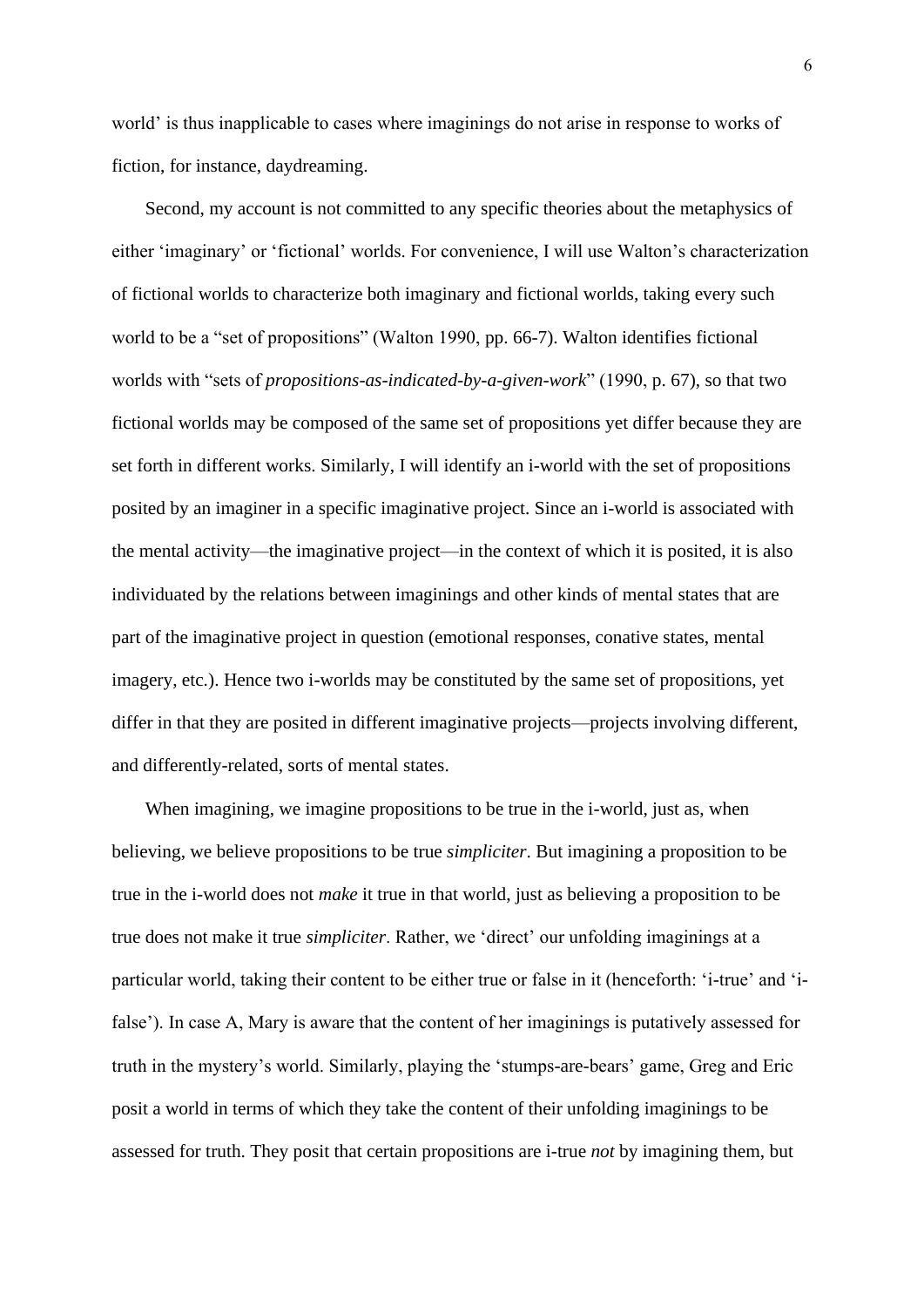world' is thus inapplicable to cases where imaginings do not arise in response to works of fiction, for instance, daydreaming.

Second, my account is not committed to any specific theories about the metaphysics of either 'imaginary' or 'fictional' worlds. For convenience, I will use Walton's characterization of fictional worlds to characterize both imaginary and fictional worlds, taking every such world to be a "set of propositions" (Walton 1990, pp. 66-7). Walton identifies fictional worlds with "sets of *propositions-as-indicated-by-a-given-work*" (1990, p. 67), so that two fictional worlds may be composed of the same set of propositions yet differ because they are set forth in different works. Similarly, I will identify an i-world with the set of propositions posited by an imaginer in a specific imaginative project. Since an i-world is associated with the mental activity—the imaginative project—in the context of which it is posited, it is also individuated by the relations between imaginings and other kinds of mental states that are part of the imaginative project in question (emotional responses, conative states, mental imagery, etc.). Hence two i-worlds may be constituted by the same set of propositions, yet differ in that they are posited in different imaginative projects—projects involving different, and differently-related, sorts of mental states.

When imagining, we imagine propositions to be true in the i-world, just as, when believing, we believe propositions to be true *simpliciter*. But imagining a proposition to be true in the i-world does not *make* it true in that world, just as believing a proposition to be true does not make it true *simpliciter*. Rather, we 'direct' our unfolding imaginings at a particular world, taking their content to be either true or false in it (henceforth: 'i-true' and 'i-false'). In case A, Mary is aware that the content of her imaginings is putatively assessed for truth in the mystery's world. Similarly, playing the 'stumps-are-bears' game, Greg and Eric posit a world in terms of which they take the content of their unfolding imaginings to be assessed for truth. They posit that certain propositions are i-true *not* by imagining them, but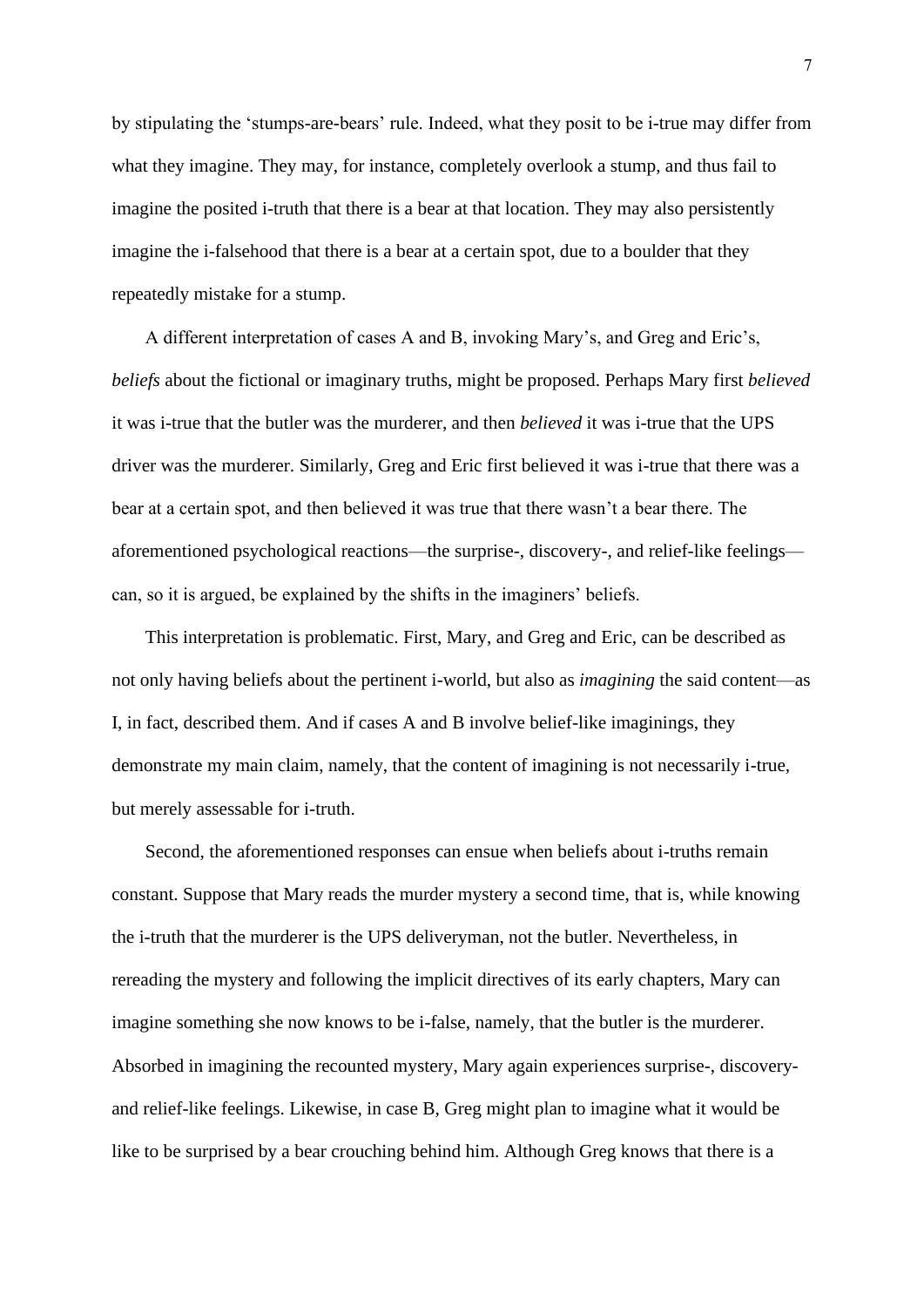by stipulating the 'stumps-are-bears' rule. Indeed, what they posit to be i-true may differ from what they imagine. They may, for instance, completely overlook a stump, and thus fail to imagine the posited i-truth that there is a bear at that location. They may also persistently imagine the i-falsehood that there is a bear at a certain spot, due to a boulder that they repeatedly mistake for a stump.

A different interpretation of cases A and B, invoking Mary's, and Greg and Eric's, *beliefs* about the fictional or imaginary truths, might be proposed. Perhaps Mary first *believed* it was i-true that the butler was the murderer, and then *believed* it was i-true that the UPS driver was the murderer. Similarly, Greg and Eric first believed it was i-true that there was a bear at a certain spot, and then believed it was true that there wasn't a bear there. The aforementioned psychological reactions—the surprise-, discovery-, and relief-like feelings—can, so it is argued, be explained by the shifts in the imaginers' beliefs.

This interpretation is problematic. First, Mary, and Greg and Eric, can be described as not only having beliefs about the pertinent i-world, but also as *imagining* the said content—as I, in fact, described them. And if cases A and B involve belief-like imaginings, they demonstrate my main claim, namely, that the content of imagining is not necessarily i-true, but merely assessable for i-truth.

Second, the aforementioned responses can ensue when beliefs about i-truths remain constant. Suppose that Mary reads the murder mystery a second time, that is, while knowing the i-truth that the murderer is the UPS deliveryman, not the butler. Nevertheless, in rereading the mystery and following the implicit directives of its early chapters, Mary can imagine something she now knows to be i-false, namely, that the butler is the murderer. Absorbed in imagining the recounted mystery, Mary again experiences surprise-, discovery- and relief-like feelings. Likewise, in case B, Greg might plan to imagine what it would be like to be surprised by a bear crouching behind him. Although Greg knows that there is a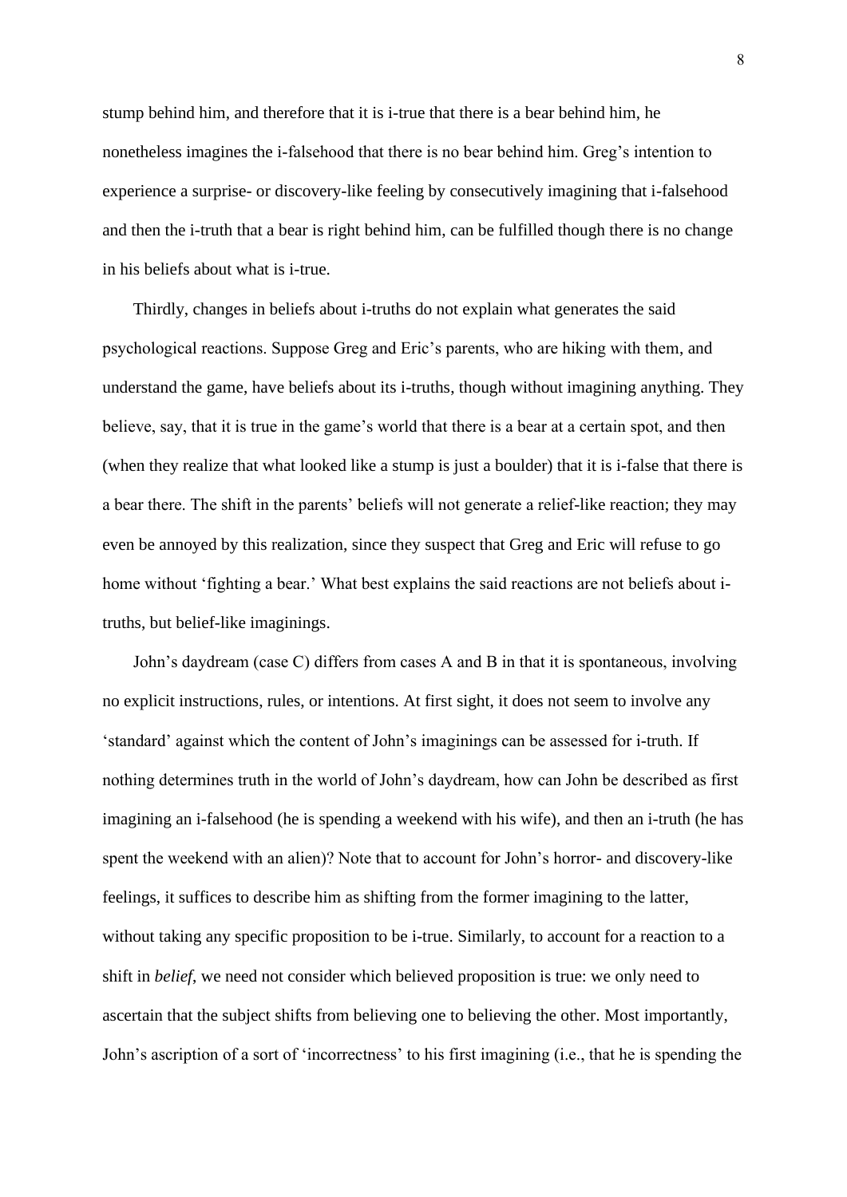stump behind him, and therefore that it is i-true that there is a bear behind him, he nonetheless imagines the i-falsehood that there is no bear behind him. Greg's intention to experience a surprise- or discovery-like feeling by consecutively imagining that i-falsehood and then the i-truth that a bear is right behind him, can be fulfilled though there is no change in his beliefs about what is i-true.

Thirdly, changes in beliefs about i-truths do not explain what generates the said psychological reactions. Suppose Greg and Eric's parents, who are hiking with them, and understand the game, have beliefs about its i-truths, though without imagining anything. They believe, say, that it is true in the game's world that there is a bear at a certain spot, and then (when they realize that what looked like a stump is just a boulder) that it is i-false that there is a bear there. The shift in the parents' beliefs will not generate a relief-like reaction; they may even be annoyed by this realization, since they suspect that Greg and Eric will refuse to go home without 'fighting a bear.' What best explains the said reactions are not beliefs about i-truths, but belief-like imaginings.

John's daydream (case C) differs from cases A and B in that it is spontaneous, involving no explicit instructions, rules, or intentions. At first sight, it does not seem to involve any 'standard' against which the content of John's imaginings can be assessed for i-truth. If nothing determines truth in the world of John's daydream, how can John be described as first imagining an i-falsehood (he is spending a weekend with his wife), and then an i-truth (he has spent the weekend with an alien)? Note that to account for John's horror- and discovery-like feelings, it suffices to describe him as shifting from the former imagining to the latter, without taking any specific proposition to be i-true. Similarly, to account for a reaction to a shift in *belief*, we need not consider which believed proposition is true: we only need to ascertain that the subject shifts from believing one to believing the other. Most importantly, John's ascription of a sort of 'incorrectness' to his first imagining (i.e., that he is spending the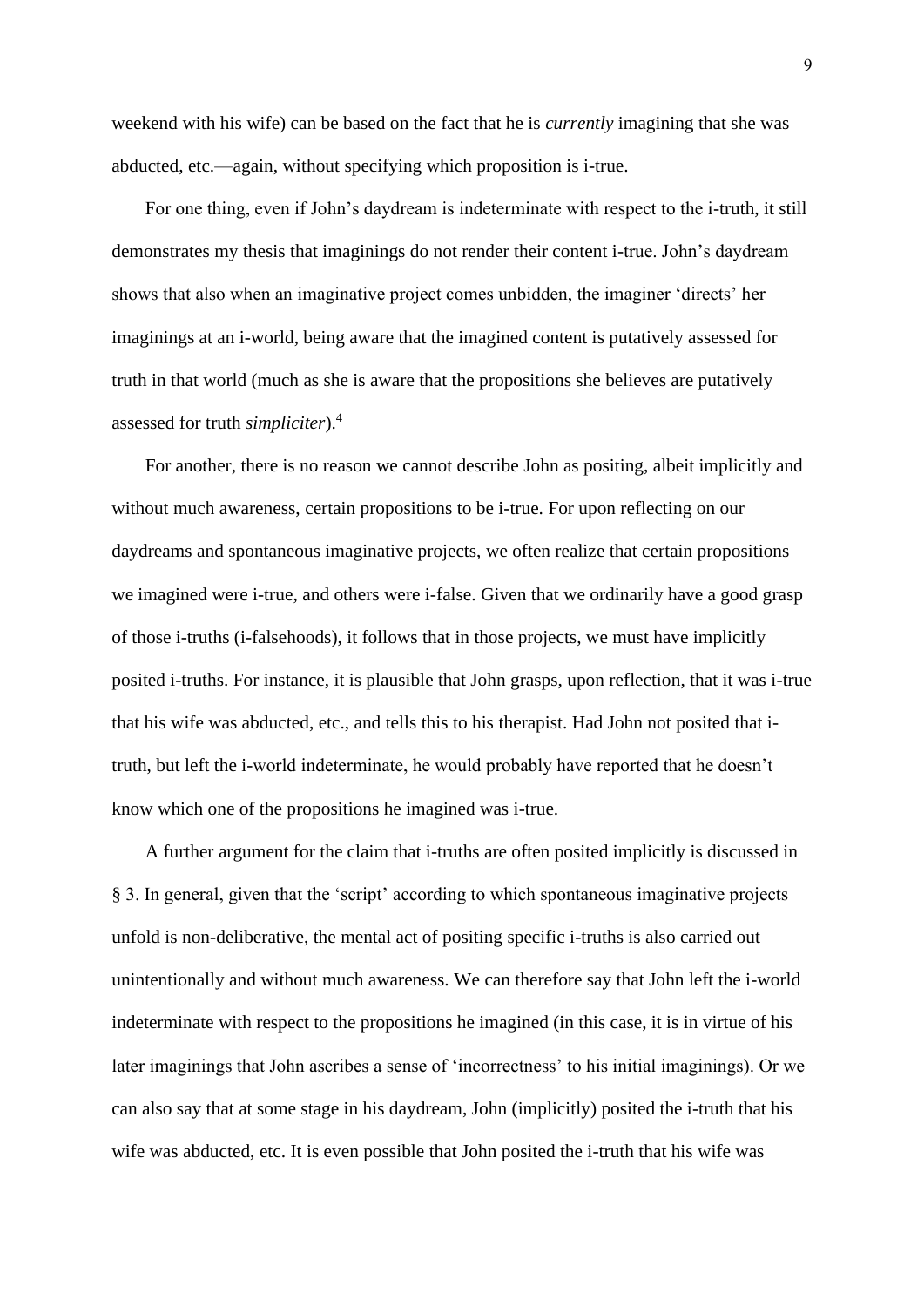weekend with his wife) can be based on the fact that he is *currently* imagining that she was abducted, etc.—again, without specifying which proposition is i-true.

For one thing, even if John's daydream is indeterminate with respect to the i-truth, it still demonstrates my thesis that imaginings do not render their content i-true. John's daydream shows that also when an imaginative project comes unbidden, the imaginer 'directs' her imaginings at an i-world, being aware that the imagined content is putatively assessed for truth in that world (much as she is aware that the propositions she believes are putatively assessed for truth *simpliciter*).[4]

For another, there is no reason we cannot describe John as positing, albeit implicitly and without much awareness, certain propositions to be i-true. For upon reflecting on our daydreams and spontaneous imaginative projects, we often realize that certain propositions we imagined were i-true, and others were i-false. Given that we ordinarily have a good grasp of those i-truths (i-falsehoods), it follows that in those projects, we must have implicitly posited i-truths. For instance, it is plausible that John grasps, upon reflection, that it was i-true that his wife was abducted, etc., and tells this to his therapist. Had John not posited that i-truth, but left the i-world indeterminate, he would probably have reported that he doesn't know which one of the propositions he imagined was i-true.

A further argument for the claim that i-truths are often posited implicitly is discussed in § 3. In general, given that the 'script' according to which spontaneous imaginative projects unfold is non-deliberative, the mental act of positing specific i-truths is also carried out unintentionally and without much awareness. We can therefore say that John left the i-world indeterminate with respect to the propositions he imagined (in this case, it is in virtue of his later imaginings that John ascribes a sense of 'incorrectness' to his initial imaginings). Or we can also say that at some stage in his daydream, John (implicitly) posited the i-truth that his wife was abducted, etc. It is even possible that John posited the i-truth that his wife was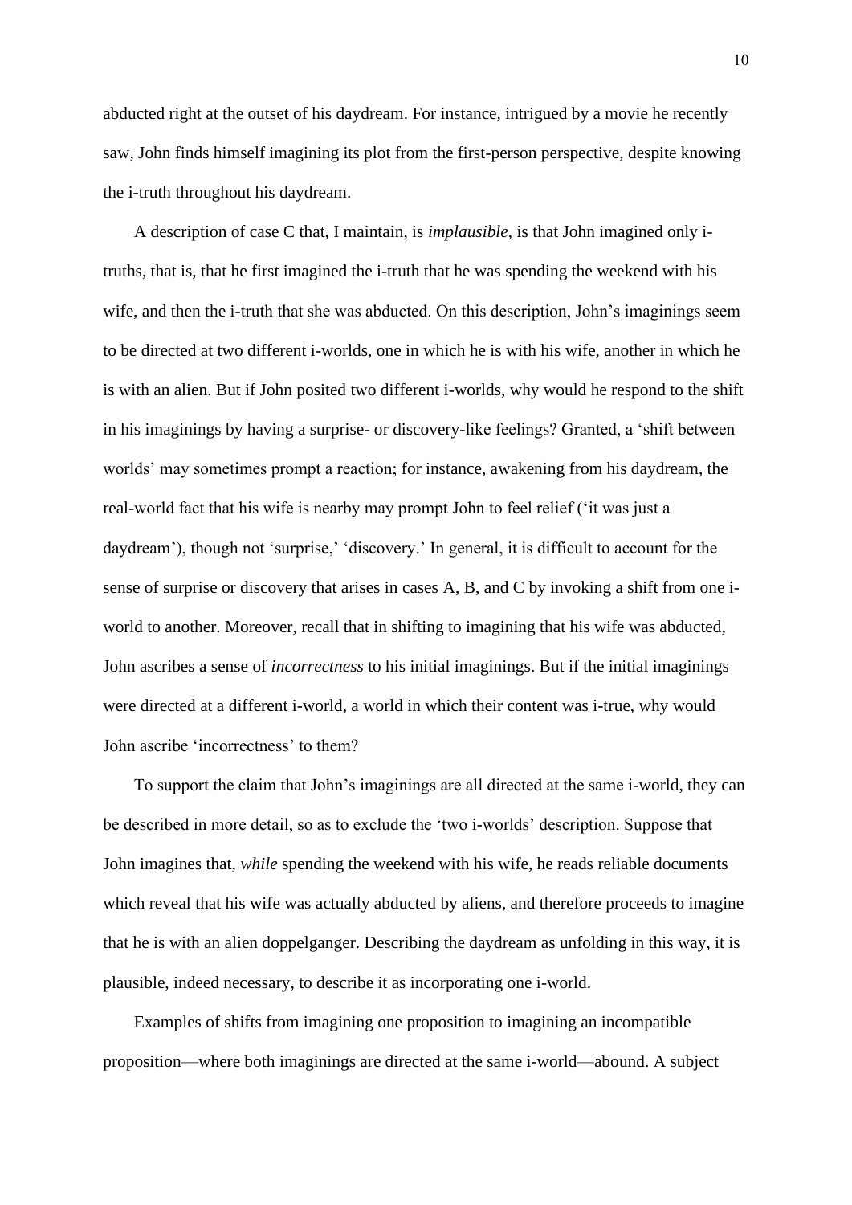abducted right at the outset of his daydream. For instance, intrigued by a movie he recently saw, John finds himself imagining its plot from the first-person perspective, despite knowing the i-truth throughout his daydream.

A description of case C that, I maintain, is *implausible*, is that John imagined only i-truths, that is, that he first imagined the i-truth that he was spending the weekend with his wife, and then the i-truth that she was abducted. On this description, John's imaginings seem to be directed at two different i-worlds, one in which he is with his wife, another in which he is with an alien. But if John posited two different i-worlds, why would he respond to the shift in his imaginings by having a surprise- or discovery-like feelings? Granted, a 'shift between worlds' may sometimes prompt a reaction; for instance, awakening from his daydream, the real-world fact that his wife is nearby may prompt John to feel relief ('it was just a daydream'), though not 'surprise,' 'discovery.' In general, it is difficult to account for the sense of surprise or discovery that arises in cases A, B, and C by invoking a shift from one i-world to another. Moreover, recall that in shifting to imagining that his wife was abducted, John ascribes a sense of *incorrectness* to his initial imaginings. But if the initial imaginings were directed at a different i-world, a world in which their content was i-true, why would John ascribe 'incorrectness' to them?

To support the claim that John's imaginings are all directed at the same i-world, they can be described in more detail, so as to exclude the 'two i-worlds' description. Suppose that John imagines that, *while* spending the weekend with his wife, he reads reliable documents which reveal that his wife was actually abducted by aliens, and therefore proceeds to imagine that he is with an alien doppelganger. Describing the daydream as unfolding in this way, it is plausible, indeed necessary, to describe it as incorporating one i-world.

Examples of shifts from imagining one proposition to imagining an incompatible proposition—where both imaginings are directed at the same i-world—abound. A subject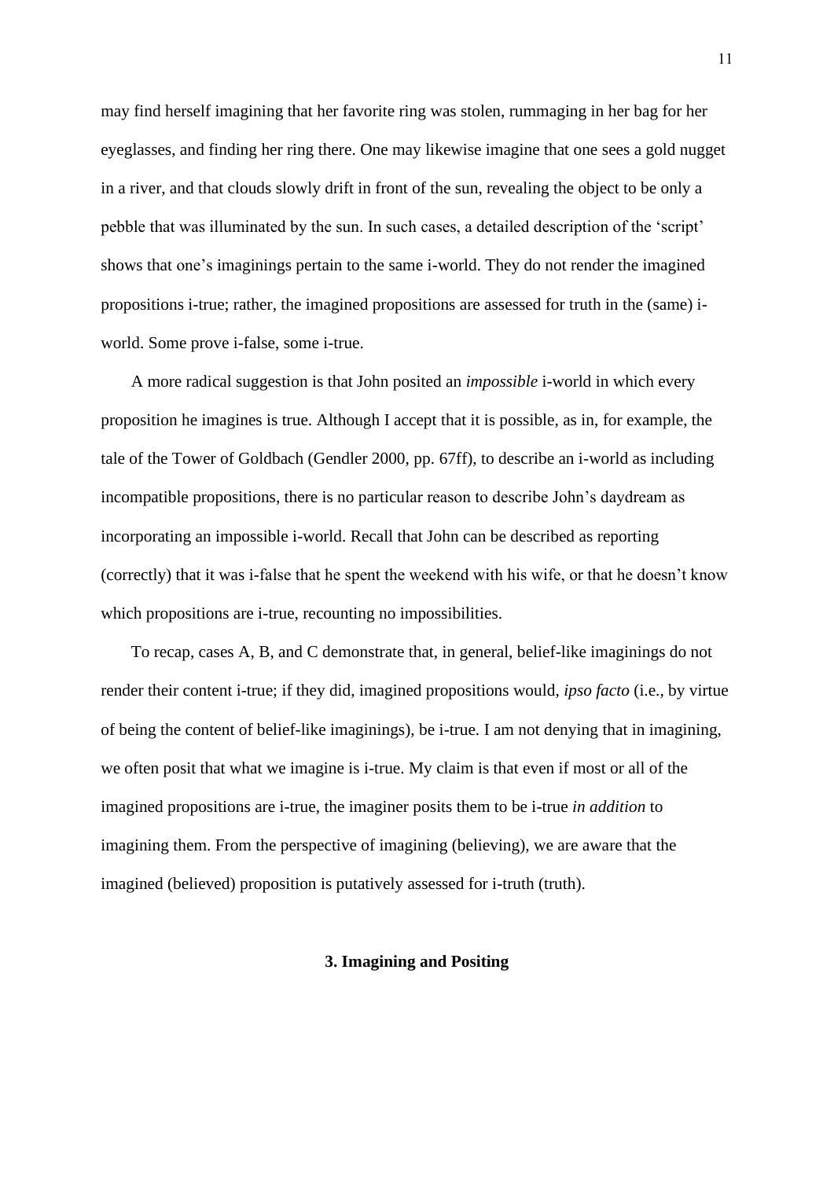may find herself imagining that her favorite ring was stolen, rummaging in her bag for her eyeglasses, and finding her ring there. One may likewise imagine that one sees a gold nugget in a river, and that clouds slowly drift in front of the sun, revealing the object to be only a pebble that was illuminated by the sun. In such cases, a detailed description of the 'script' shows that one's imaginings pertain to the same i-world. They do not render the imagined propositions i-true; rather, the imagined propositions are assessed for truth in the (same) i-world. Some prove i-false, some i-true.

A more radical suggestion is that John posited an *impossible* i-world in which every proposition he imagines is true. Although I accept that it is possible, as in, for example, the tale of the Tower of Goldbach (Gendler 2000, pp. 67ff), to describe an i-world as including incompatible propositions, there is no particular reason to describe John's daydream as incorporating an impossible i-world. Recall that John can be described as reporting (correctly) that it was i-false that he spent the weekend with his wife, or that he doesn't know which propositions are i-true, recounting no impossibilities.

To recap, cases A, B, and C demonstrate that, in general, belief-like imaginings do not render their content i-true; if they did, imagined propositions would, *ipso facto* (i.e., by virtue of being the content of belief-like imaginings), be i-true. I am not denying that in imagining, we often posit that what we imagine is i-true. My claim is that even if most or all of the imagined propositions are i-true, the imaginer posits them to be i-true *in addition* to imagining them. From the perspective of imagining (believing), we are aware that the imagined (believed) proposition is putatively assessed for i-truth (truth).

## 3. Imagining and Positing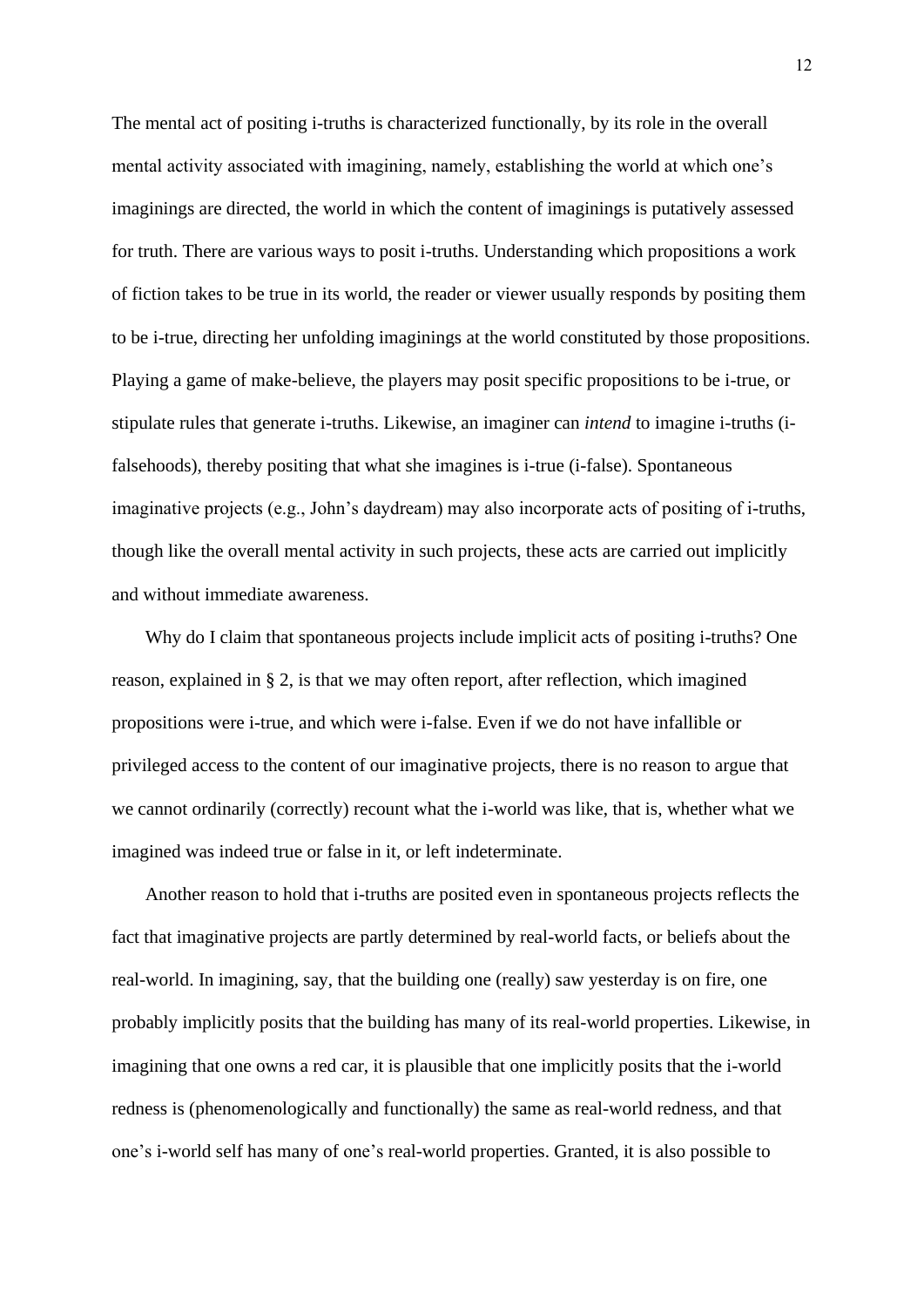The mental act of positing i-truths is characterized functionally, by its role in the overall mental activity associated with imagining, namely, establishing the world at which one's imaginings are directed, the world in which the content of imaginings is putatively assessed for truth. There are various ways to posit i-truths. Understanding which propositions a work of fiction takes to be true in its world, the reader or viewer usually responds by positing them to be i-true, directing her unfolding imaginings at the world constituted by those propositions. Playing a game of make-believe, the players may posit specific propositions to be i-true, or stipulate rules that generate i-truths. Likewise, an imaginer can *intend* to imagine i-truths (i-falsehoods), thereby positing that what she imagines is i-true (i-false). Spontaneous imaginative projects (e.g., John's daydream) may also incorporate acts of positing of i-truths, though like the overall mental activity in such projects, these acts are carried out implicitly and without immediate awareness.

Why do I claim that spontaneous projects include implicit acts of positing i-truths? One reason, explained in § 2, is that we may often report, after reflection, which imagined propositions were i-true, and which were i-false. Even if we do not have infallible or privileged access to the content of our imaginative projects, there is no reason to argue that we cannot ordinarily (correctly) recount what the i-world was like, that is, whether what we imagined was indeed true or false in it, or left indeterminate.

Another reason to hold that i-truths are posited even in spontaneous projects reflects the fact that imaginative projects are partly determined by real-world facts, or beliefs about the real-world. In imagining, say, that the building one (really) saw yesterday is on fire, one probably implicitly posits that the building has many of its real-world properties. Likewise, in imagining that one owns a red car, it is plausible that one implicitly posits that the i-world redness is (phenomenologically and functionally) the same as real-world redness, and that one's i-world self has many of one's real-world properties. Granted, it is also possible to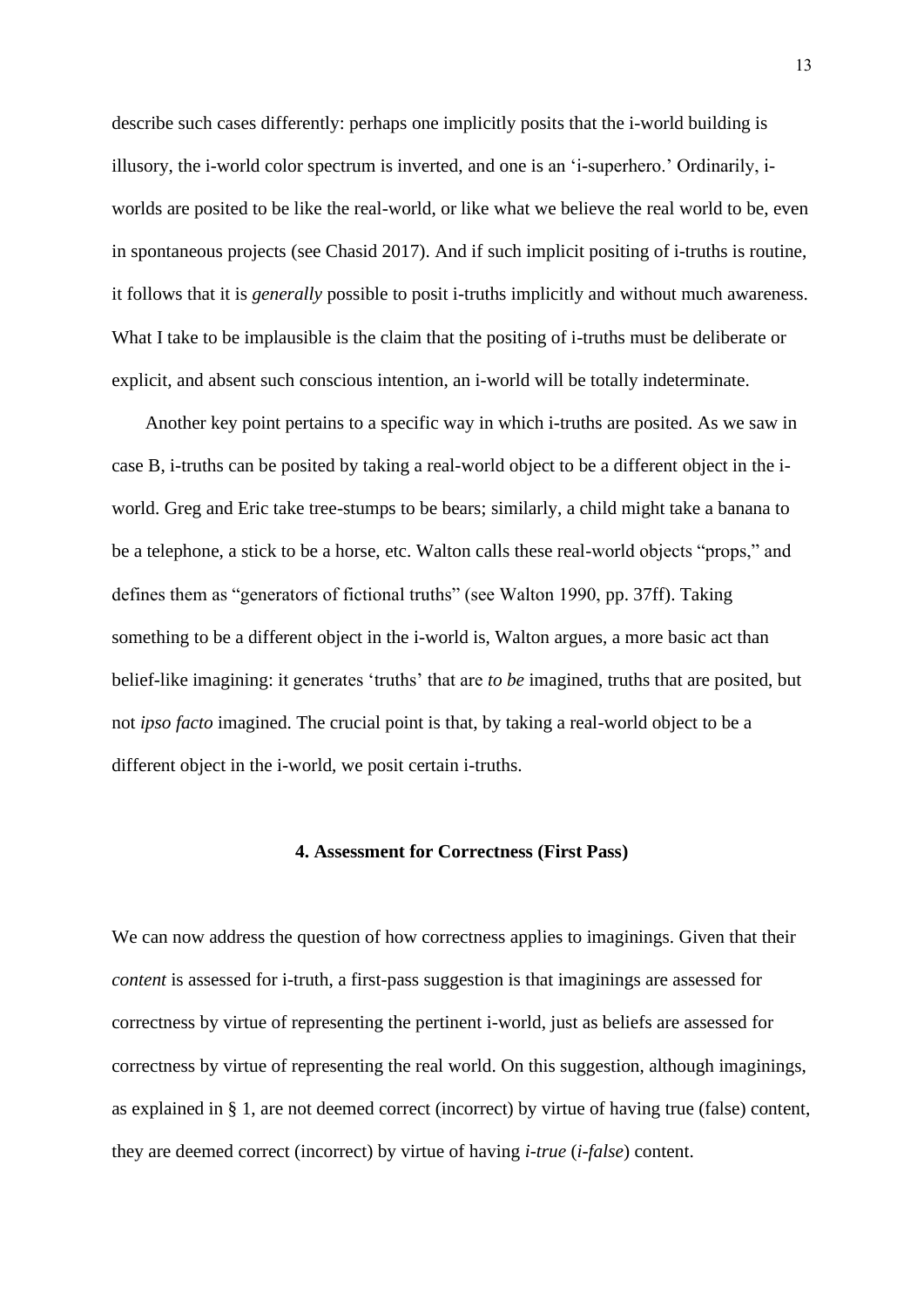describe such cases differently: perhaps one implicitly posits that the i-world building is illusory, the i-world color spectrum is inverted, and one is an 'i-superhero.' Ordinarily, i-worlds are posited to be like the real-world, or like what we believe the real world to be, even in spontaneous projects (see Chasid 2017). And if such implicit positing of i-truths is routine, it follows that it is *generally* possible to posit i-truths implicitly and without much awareness. What I take to be implausible is the claim that the positing of i-truths must be deliberate or explicit, and absent such conscious intention, an i-world will be totally indeterminate.

Another key point pertains to a specific way in which i-truths are posited. As we saw in case B, i-truths can be posited by taking a real-world object to be a different object in the i-world. Greg and Eric take tree-stumps to be bears; similarly, a child might take a banana to be a telephone, a stick to be a horse, etc. Walton calls these real-world objects "props," and defines them as "generators of fictional truths" (see Walton 1990, pp. 37ff). Taking something to be a different object in the i-world is, Walton argues, a more basic act than belief-like imagining: it generates 'truths' that are *to be* imagined, truths that are posited, but not *ipso facto* imagined. The crucial point is that, by taking a real-world object to be a different object in the i-world, we posit certain i-truths.

## 4. Assessment for Correctness (First Pass)

We can now address the question of how correctness applies to imaginings. Given that their *content* is assessed for i-truth, a first-pass suggestion is that imaginings are assessed for correctness by virtue of representing the pertinent i-world, just as beliefs are assessed for correctness by virtue of representing the real world. On this suggestion, although imaginings, as explained in § 1, are not deemed correct (incorrect) by virtue of having true (false) content, they are deemed correct (incorrect) by virtue of having *i-true* (*i-false*) content.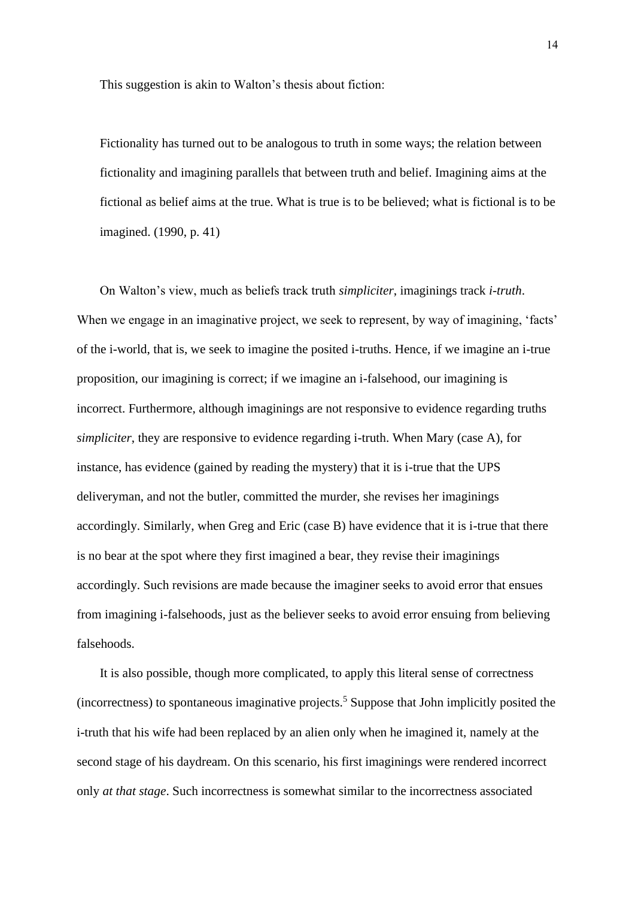This suggestion is akin to Walton's thesis about fiction:

> Fictionality has turned out to be analogous to truth in some ways; the relation between fictionality and imagining parallels that between truth and belief. Imagining aims at the fictional as belief aims at the true. What is true is to be believed; what is fictional is to be imagined. (1990, p. 41)

On Walton's view, much as beliefs track truth *simpliciter*, imaginings track *i-truth*. When we engage in an imaginative project, we seek to represent, by way of imagining, 'facts' of the i-world, that is, we seek to imagine the posited i-truths. Hence, if we imagine an i-true proposition, our imagining is correct; if we imagine an i-falsehood, our imagining is incorrect. Furthermore, although imaginings are not responsive to evidence regarding truths *simpliciter*, they are responsive to evidence regarding i-truth. When Mary (case A), for instance, has evidence (gained by reading the mystery) that it is i-true that the UPS deliveryman, and not the butler, committed the murder, she revises her imaginings accordingly. Similarly, when Greg and Eric (case B) have evidence that it is i-true that there is no bear at the spot where they first imagined a bear, they revise their imaginings accordingly. Such revisions are made because the imaginer seeks to avoid error that ensues from imagining i-falsehoods, just as the believer seeks to avoid error ensuing from believing falsehoods.

It is also possible, though more complicated, to apply this literal sense of correctness (incorrectness) to spontaneous imaginative projects.[5] Suppose that John implicitly posited the i-truth that his wife had been replaced by an alien only when he imagined it, namely at the second stage of his daydream. On this scenario, his first imaginings were rendered incorrect only *at that stage*. Such incorrectness is somewhat similar to the incorrectness associated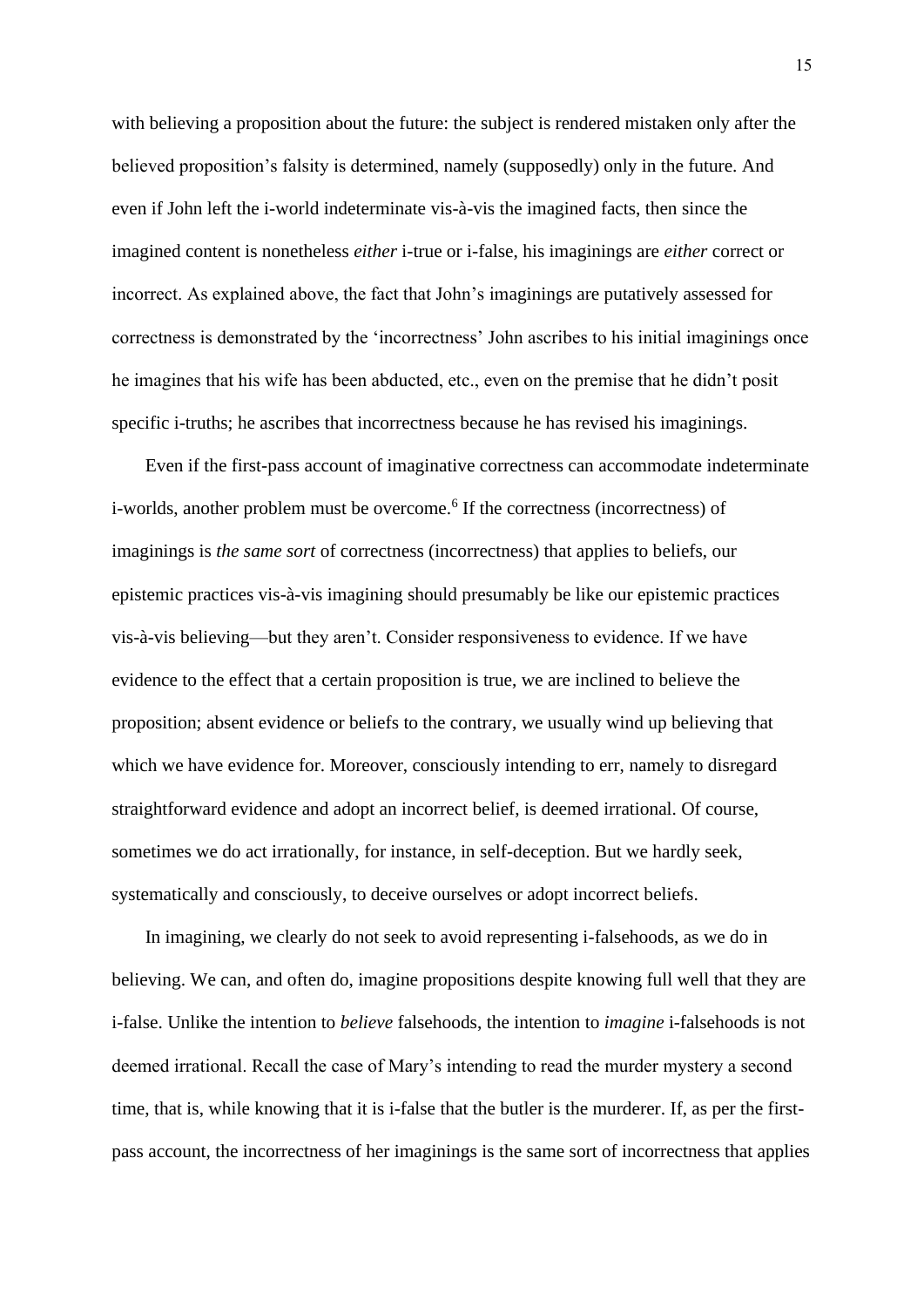with believing a proposition about the future: the subject is rendered mistaken only after the believed proposition's falsity is determined, namely (supposedly) only in the future. And even if John left the i-world indeterminate vis-à-vis the imagined facts, then since the imagined content is nonetheless *either* i-true or i-false, his imaginings are *either* correct or incorrect. As explained above, the fact that John's imaginings are putatively assessed for correctness is demonstrated by the 'incorrectness' John ascribes to his initial imaginings once he imagines that his wife has been abducted, etc., even on the premise that he didn't posit specific i-truths; he ascribes that incorrectness because he has revised his imaginings.

Even if the first-pass account of imaginative correctness can accommodate indeterminate i-worlds, another problem must be overcome.[6] If the correctness (incorrectness) of imaginings is *the same sort* of correctness (incorrectness) that applies to beliefs, our epistemic practices vis-à-vis imagining should presumably be like our epistemic practices vis-à-vis believing—but they aren't. Consider responsiveness to evidence. If we have evidence to the effect that a certain proposition is true, we are inclined to believe the proposition; absent evidence or beliefs to the contrary, we usually wind up believing that which we have evidence for. Moreover, consciously intending to err, namely to disregard straightforward evidence and adopt an incorrect belief, is deemed irrational. Of course, sometimes we do act irrationally, for instance, in self-deception. But we hardly seek, systematically and consciously, to deceive ourselves or adopt incorrect beliefs.

In imagining, we clearly do not seek to avoid representing i-falsehoods, as we do in believing. We can, and often do, imagine propositions despite knowing full well that they are i-false. Unlike the intention to *believe* falsehoods, the intention to *imagine* i-falsehoods is not deemed irrational. Recall the case of Mary's intending to read the murder mystery a second time, that is, while knowing that it is i-false that the butler is the murderer. If, as per the first-pass account, the incorrectness of her imaginings is the same sort of incorrectness that applies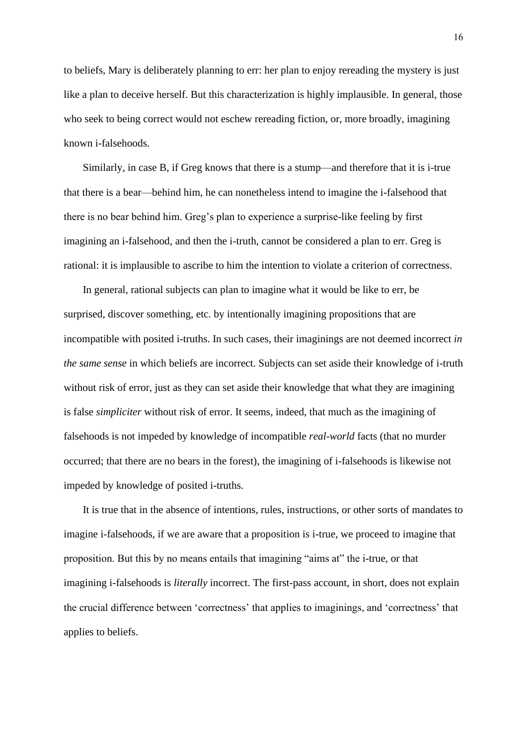to beliefs, Mary is deliberately planning to err: her plan to enjoy rereading the mystery is just like a plan to deceive herself. But this characterization is highly implausible. In general, those who seek to being correct would not eschew rereading fiction, or, more broadly, imagining known i-falsehoods.

Similarly, in case B, if Greg knows that there is a stump—and therefore that it is i-true that there is a bear—behind him, he can nonetheless intend to imagine the i-falsehood that there is no bear behind him. Greg's plan to experience a surprise-like feeling by first imagining an i-falsehood, and then the i-truth, cannot be considered a plan to err. Greg is rational: it is implausible to ascribe to him the intention to violate a criterion of correctness.

In general, rational subjects can plan to imagine what it would be like to err, be surprised, discover something, etc. by intentionally imagining propositions that are incompatible with posited i-truths. In such cases, their imaginings are not deemed incorrect *in the same sense* in which beliefs are incorrect. Subjects can set aside their knowledge of i-truth without risk of error, just as they can set aside their knowledge that what they are imagining is false *simpliciter* without risk of error. It seems, indeed, that much as the imagining of falsehoods is not impeded by knowledge of incompatible *real-world* facts (that no murder occurred; that there are no bears in the forest), the imagining of i-falsehoods is likewise not impeded by knowledge of posited i-truths.

It is true that in the absence of intentions, rules, instructions, or other sorts of mandates to imagine i-falsehoods, if we are aware that a proposition is i-true, we proceed to imagine that proposition. But this by no means entails that imagining "aims at" the i-true, or that imagining i-falsehoods is *literally* incorrect. The first-pass account, in short, does not explain the crucial difference between 'correctness' that applies to imaginings, and 'correctness' that applies to beliefs.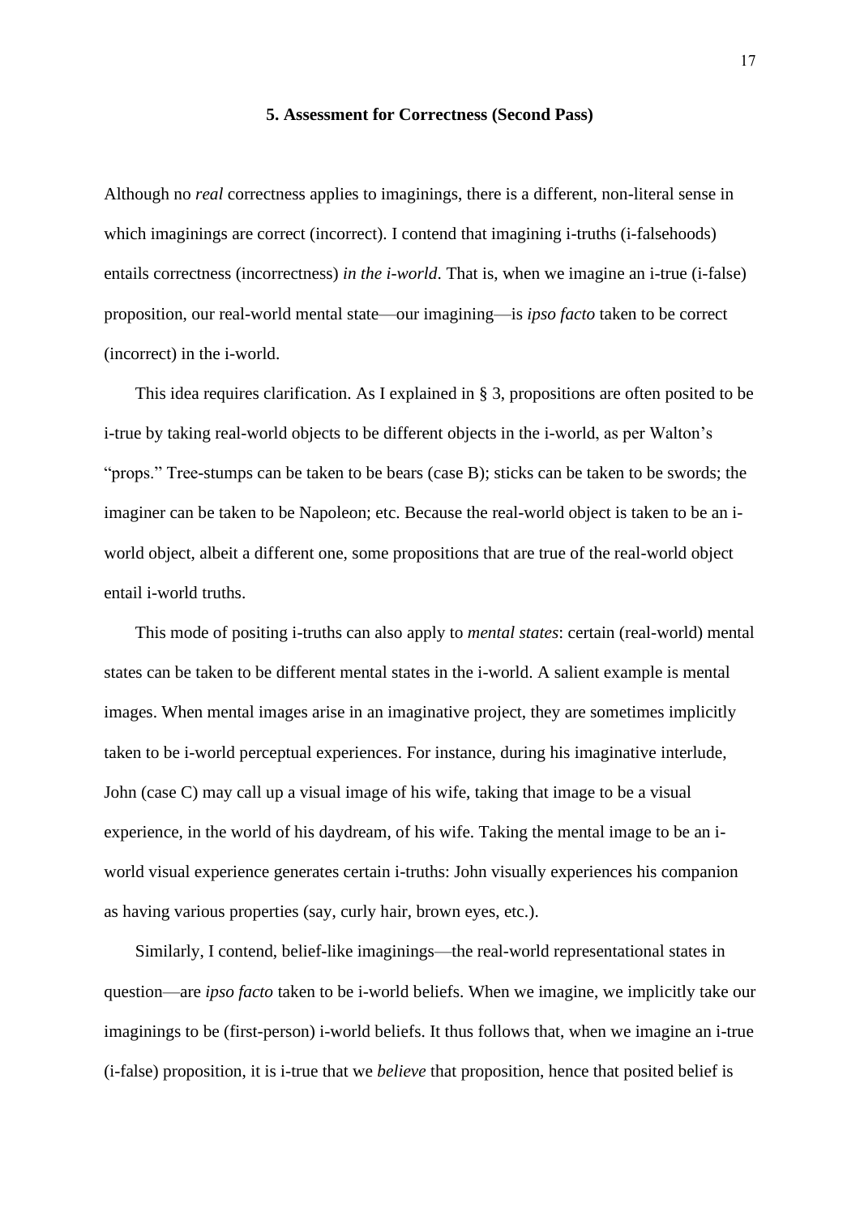## 5. Assessment for Correctness (Second Pass)

Although no *real* correctness applies to imaginings, there is a different, non-literal sense in which imaginings are correct (incorrect). I contend that imagining i-truths (i-falsehoods) entails correctness (incorrectness) *in the i-world*. That is, when we imagine an i-true (i-false) proposition, our real-world mental state—our imagining—is *ipso facto* taken to be correct (incorrect) in the i-world.

This idea requires clarification. As I explained in § 3, propositions are often posited to be i-true by taking real-world objects to be different objects in the i-world, as per Walton's "props." Tree-stumps can be taken to be bears (case B); sticks can be taken to be swords; the imaginer can be taken to be Napoleon; etc. Because the real-world object is taken to be an i-world object, albeit a different one, some propositions that are true of the real-world object entail i-world truths.

This mode of positing i-truths can also apply to *mental states*: certain (real-world) mental states can be taken to be different mental states in the i-world. A salient example is mental images. When mental images arise in an imaginative project, they are sometimes implicitly taken to be i-world perceptual experiences. For instance, during his imaginative interlude, John (case C) may call up a visual image of his wife, taking that image to be a visual experience, in the world of his daydream, of his wife. Taking the mental image to be an i-world visual experience generates certain i-truths: John visually experiences his companion as having various properties (say, curly hair, brown eyes, etc.).

Similarly, I contend, belief-like imaginings—the real-world representational states in question—are *ipso facto* taken to be i-world beliefs. When we imagine, we implicitly take our imaginings to be (first-person) i-world beliefs. It thus follows that, when we imagine an i-true (i-false) proposition, it is i-true that we *believe* that proposition, hence that posited belief is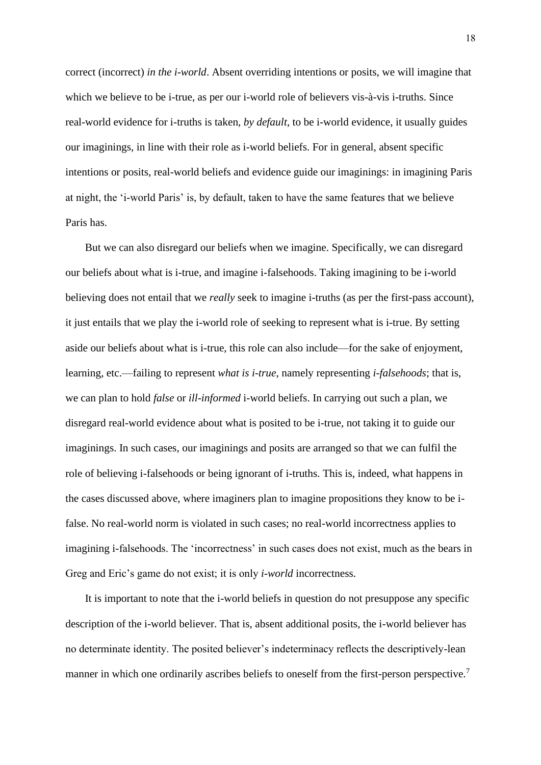correct (incorrect) *in the i-world*. Absent overriding intentions or posits, we will imagine that which we believe to be i-true, as per our i-world role of believers vis-à-vis i-truths. Since real-world evidence for i-truths is taken, *by default*, to be i-world evidence, it usually guides our imaginings, in line with their role as i-world beliefs. For in general, absent specific intentions or posits, real-world beliefs and evidence guide our imaginings: in imagining Paris at night, the 'i-world Paris' is, by default, taken to have the same features that we believe Paris has.

But we can also disregard our beliefs when we imagine. Specifically, we can disregard our beliefs about what is i-true, and imagine i-falsehoods. Taking imagining to be i-world believing does not entail that we *really* seek to imagine i-truths (as per the first-pass account), it just entails that we play the i-world role of seeking to represent what is i-true. By setting aside our beliefs about what is i-true, this role can also include—for the sake of enjoyment, learning, etc.—failing to represent *what is i-true*, namely representing *i-falsehoods*; that is, we can plan to hold *false* or *ill-informed* i-world beliefs. In carrying out such a plan, we disregard real-world evidence about what is posited to be i-true, not taking it to guide our imaginings. In such cases, our imaginings and posits are arranged so that we can fulfil the role of believing i-falsehoods or being ignorant of i-truths. This is, indeed, what happens in the cases discussed above, where imaginers plan to imagine propositions they know to be i-false. No real-world norm is violated in such cases; no real-world incorrectness applies to imagining i-falsehoods. The 'incorrectness' in such cases does not exist, much as the bears in Greg and Eric's game do not exist; it is only *i-world* incorrectness.

It is important to note that the i-world beliefs in question do not presuppose any specific description of the i-world believer. That is, absent additional posits, the i-world believer has no determinate identity. The posited believer's indeterminacy reflects the descriptively-lean manner in which one ordinarily ascribes beliefs to oneself from the first-person perspective.[7]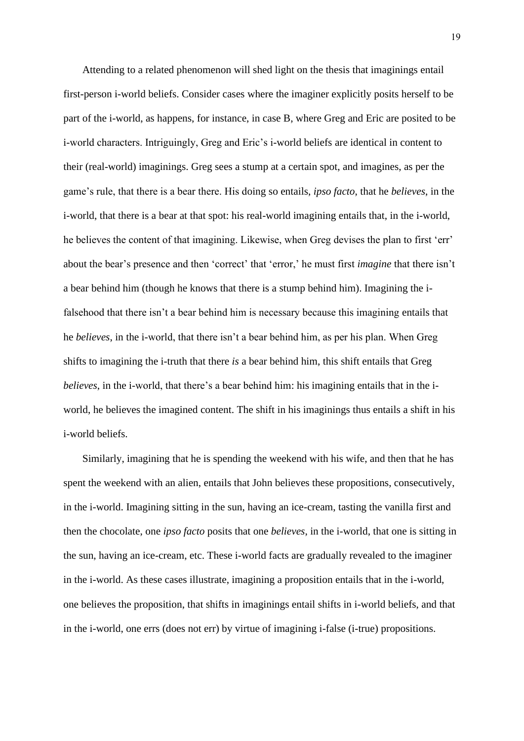Attending to a related phenomenon will shed light on the thesis that imaginings entail first-person i-world beliefs. Consider cases where the imaginer explicitly posits herself to be part of the i-world, as happens, for instance, in case B, where Greg and Eric are posited to be i-world characters. Intriguingly, Greg and Eric's i-world beliefs are identical in content to their (real-world) imaginings. Greg sees a stump at a certain spot, and imagines, as per the game's rule, that there is a bear there. His doing so entails, *ipso facto*, that he *believes*, in the i-world, that there is a bear at that spot: his real-world imagining entails that, in the i-world, he believes the content of that imagining. Likewise, when Greg devises the plan to first 'err' about the bear's presence and then 'correct' that 'error,' he must first *imagine* that there isn't a bear behind him (though he knows that there is a stump behind him). Imagining the i-falsehood that there isn't a bear behind him is necessary because this imagining entails that he *believes*, in the i-world, that there isn't a bear behind him, as per his plan. When Greg shifts to imagining the i-truth that there *is* a bear behind him, this shift entails that Greg *believes*, in the i-world, that there's a bear behind him: his imagining entails that in the i-world, he believes the imagined content. The shift in his imaginings thus entails a shift in his i-world beliefs.

Similarly, imagining that he is spending the weekend with his wife, and then that he has spent the weekend with an alien, entails that John believes these propositions, consecutively, in the i-world. Imagining sitting in the sun, having an ice-cream, tasting the vanilla first and then the chocolate, one *ipso facto* posits that one *believes*, in the i-world, that one is sitting in the sun, having an ice-cream, etc. These i-world facts are gradually revealed to the imaginer in the i-world. As these cases illustrate, imagining a proposition entails that in the i-world, one believes the proposition, that shifts in imaginings entail shifts in i-world beliefs, and that in the i-world, one errs (does not err) by virtue of imagining i-false (i-true) propositions.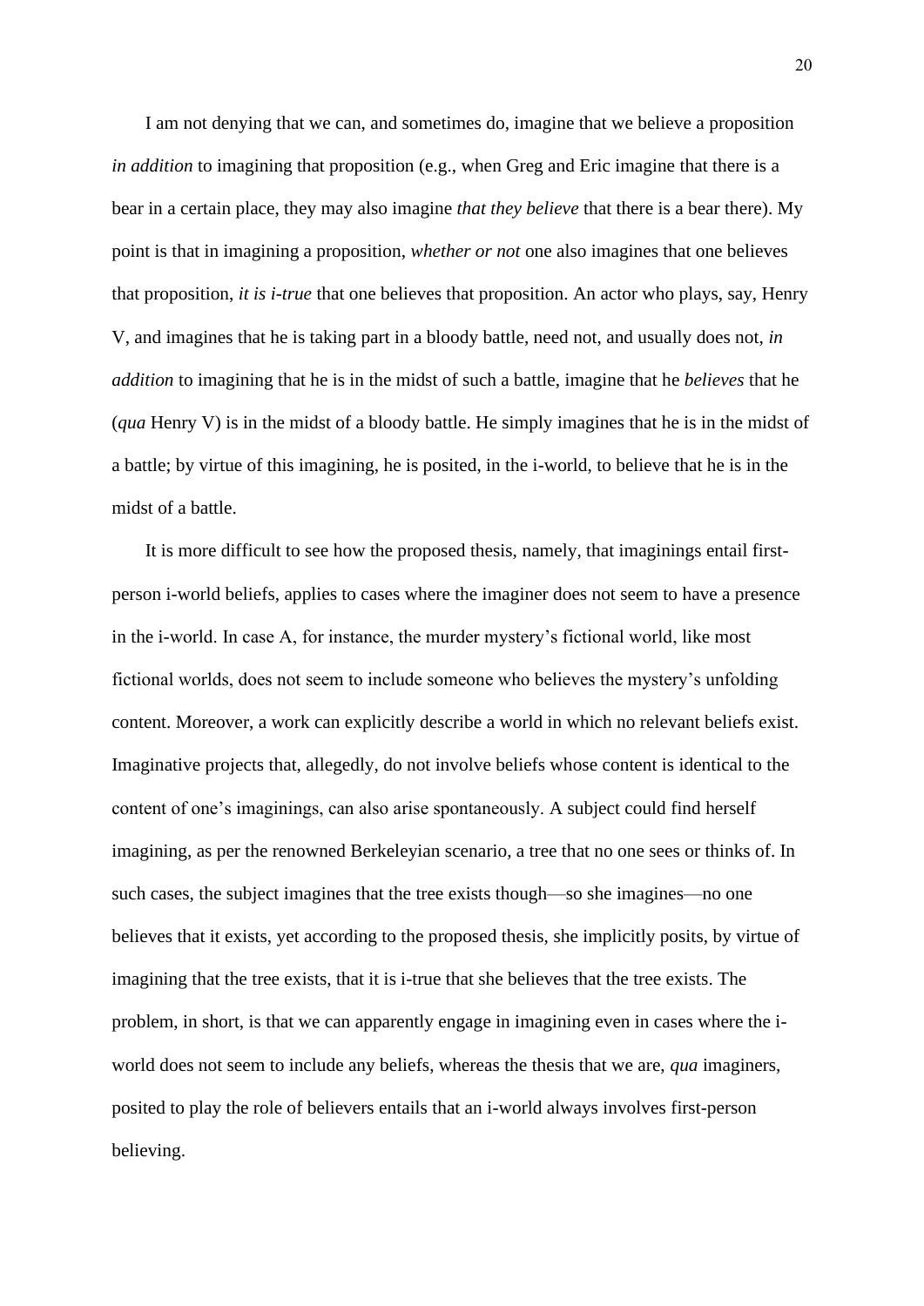I am not denying that we can, and sometimes do, imagine that we believe a proposition *in addition* to imagining that proposition (e.g., when Greg and Eric imagine that there is a bear in a certain place, they may also imagine *that they believe* that there is a bear there). My point is that in imagining a proposition, *whether or not* one also imagines that one believes that proposition, *it is i-true* that one believes that proposition. An actor who plays, say, Henry V, and imagines that he is taking part in a bloody battle, need not, and usually does not, *in addition* to imagining that he is in the midst of such a battle, imagine that he *believes* that he (*qua* Henry V) is in the midst of a bloody battle. He simply imagines that he is in the midst of a battle; by virtue of this imagining, he is posited, in the i-world, to believe that he is in the midst of a battle.

It is more difficult to see how the proposed thesis, namely, that imaginings entail first-person i-world beliefs, applies to cases where the imaginer does not seem to have a presence in the i-world. In case A, for instance, the murder mystery's fictional world, like most fictional worlds, does not seem to include someone who believes the mystery's unfolding content. Moreover, a work can explicitly describe a world in which no relevant beliefs exist. Imaginative projects that, allegedly, do not involve beliefs whose content is identical to the content of one's imaginings, can also arise spontaneously. A subject could find herself imagining, as per the renowned Berkeleyian scenario, a tree that no one sees or thinks of. In such cases, the subject imagines that the tree exists though—so she imagines—no one believes that it exists, yet according to the proposed thesis, she implicitly posits, by virtue of imagining that the tree exists, that it is i-true that she believes that the tree exists. The problem, in short, is that we can apparently engage in imagining even in cases where the i-world does not seem to include any beliefs, whereas the thesis that we are, *qua* imaginers, posited to play the role of believers entails that an i-world always involves first-person believing.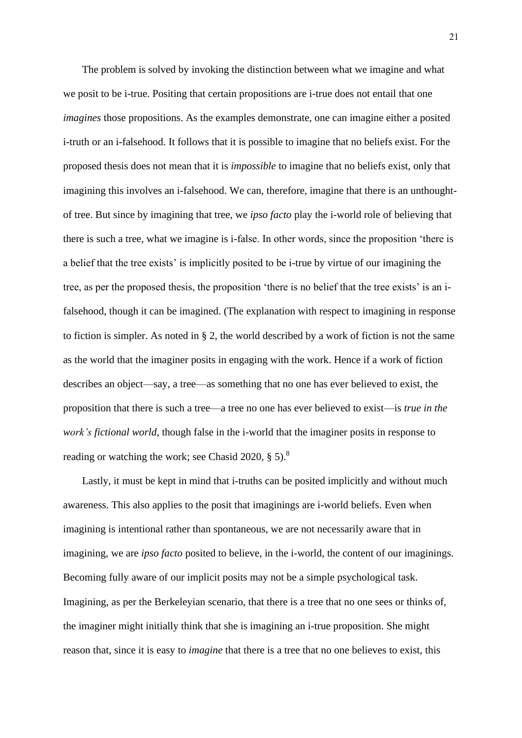The problem is solved by invoking the distinction between what we imagine and what we posit to be i-true. Positing that certain propositions are i-true does not entail that one *imagines* those propositions. As the examples demonstrate, one can imagine either a posited i-truth or an i-falsehood. It follows that it is possible to imagine that no beliefs exist. For the proposed thesis does not mean that it is *impossible* to imagine that no beliefs exist, only that imagining this involves an i-falsehood. We can, therefore, imagine that there is an unthought-of tree. But since by imagining that tree, we *ipso facto* play the i-world role of believing that there is such a tree, what we imagine is i-false. In other words, since the proposition 'there is a belief that the tree exists' is implicitly posited to be i-true by virtue of our imagining the tree, as per the proposed thesis, the proposition 'there is no belief that the tree exists' is an i-falsehood, though it can be imagined. (The explanation with respect to imagining in response to fiction is simpler. As noted in § 2, the world described by a work of fiction is not the same as the world that the imaginer posits in engaging with the work. Hence if a work of fiction describes an object—say, a tree—as something that no one has ever believed to exist, the proposition that there is such a tree—a tree no one has ever believed to exist—is *true in the work's fictional world*, though false in the i-world that the imaginer posits in response to reading or watching the work; see Chasid 2020, § 5).[8]

Lastly, it must be kept in mind that i-truths can be posited implicitly and without much awareness. This also applies to the posit that imaginings are i-world beliefs. Even when imagining is intentional rather than spontaneous, we are not necessarily aware that in imagining, we are *ipso facto* posited to believe, in the i-world, the content of our imaginings. Becoming fully aware of our implicit posits may not be a simple psychological task. Imagining, as per the Berkeleyian scenario, that there is a tree that no one sees or thinks of, the imaginer might initially think that she is imagining an i-true proposition. She might reason that, since it is easy to *imagine* that there is a tree that no one believes to exist, this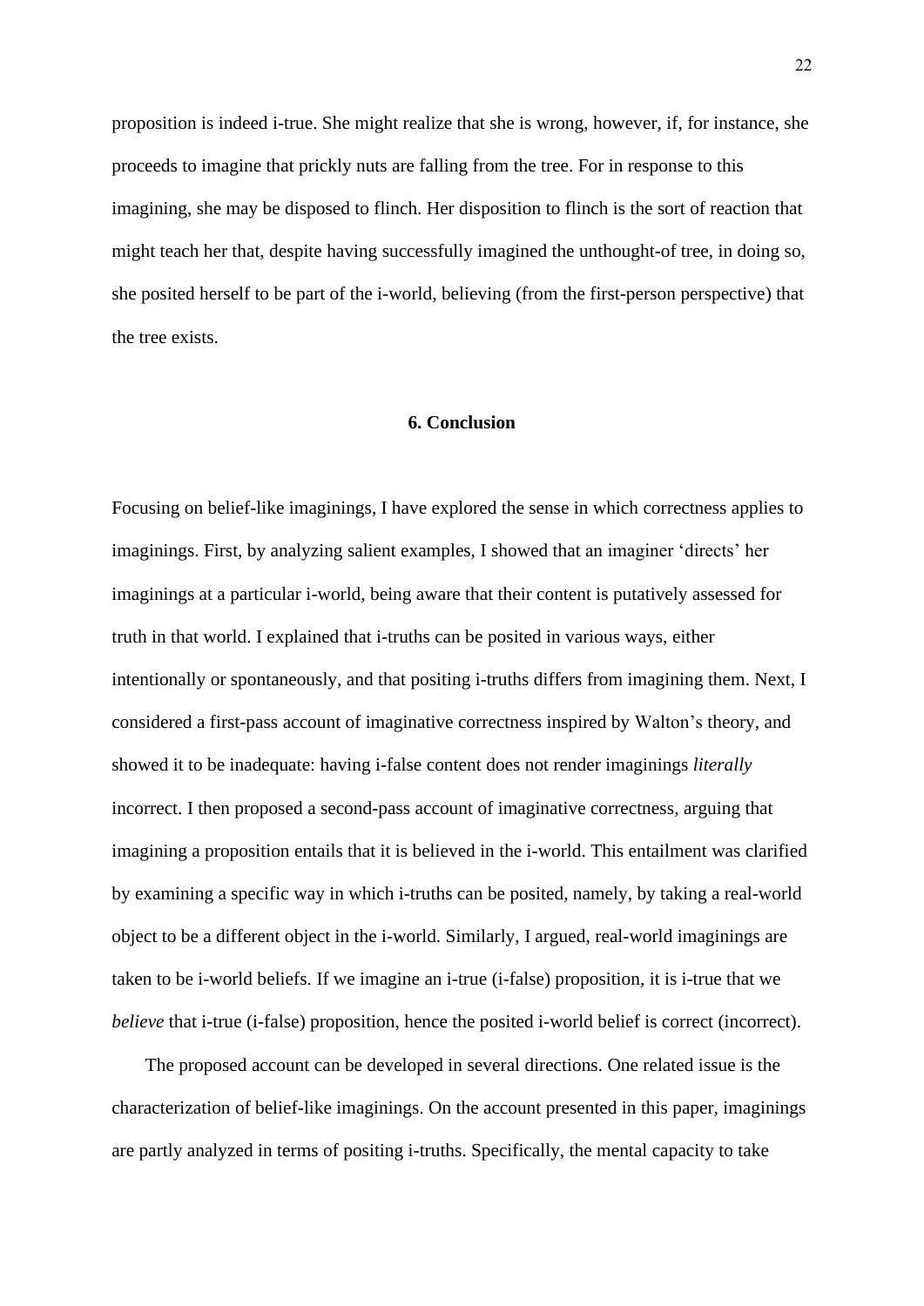proposition is indeed i-true. She might realize that she is wrong, however, if, for instance, she proceeds to imagine that prickly nuts are falling from the tree. For in response to this imagining, she may be disposed to flinch. Her disposition to flinch is the sort of reaction that might teach her that, despite having successfully imagined the unthought-of tree, in doing so, she posited herself to be part of the i-world, believing (from the first-person perspective) that the tree exists.

## 6. Conclusion

Focusing on belief-like imaginings, I have explored the sense in which correctness applies to imaginings. First, by analyzing salient examples, I showed that an imaginer 'directs' her imaginings at a particular i-world, being aware that their content is putatively assessed for truth in that world. I explained that i-truths can be posited in various ways, either intentionally or spontaneously, and that positing i-truths differs from imagining them. Next, I considered a first-pass account of imaginative correctness inspired by Walton's theory, and showed it to be inadequate: having i-false content does not render imaginings *literally* incorrect. I then proposed a second-pass account of imaginative correctness, arguing that imagining a proposition entails that it is believed in the i-world. This entailment was clarified by examining a specific way in which i-truths can be posited, namely, by taking a real-world object to be a different object in the i-world. Similarly, I argued, real-world imaginings are taken to be i-world beliefs. If we imagine an i-true (i-false) proposition, it is i-true that we *believe* that i-true (i-false) proposition, hence the posited i-world belief is correct (incorrect).

The proposed account can be developed in several directions. One related issue is the characterization of belief-like imaginings. On the account presented in this paper, imaginings are partly analyzed in terms of positing i-truths. Specifically, the mental capacity to take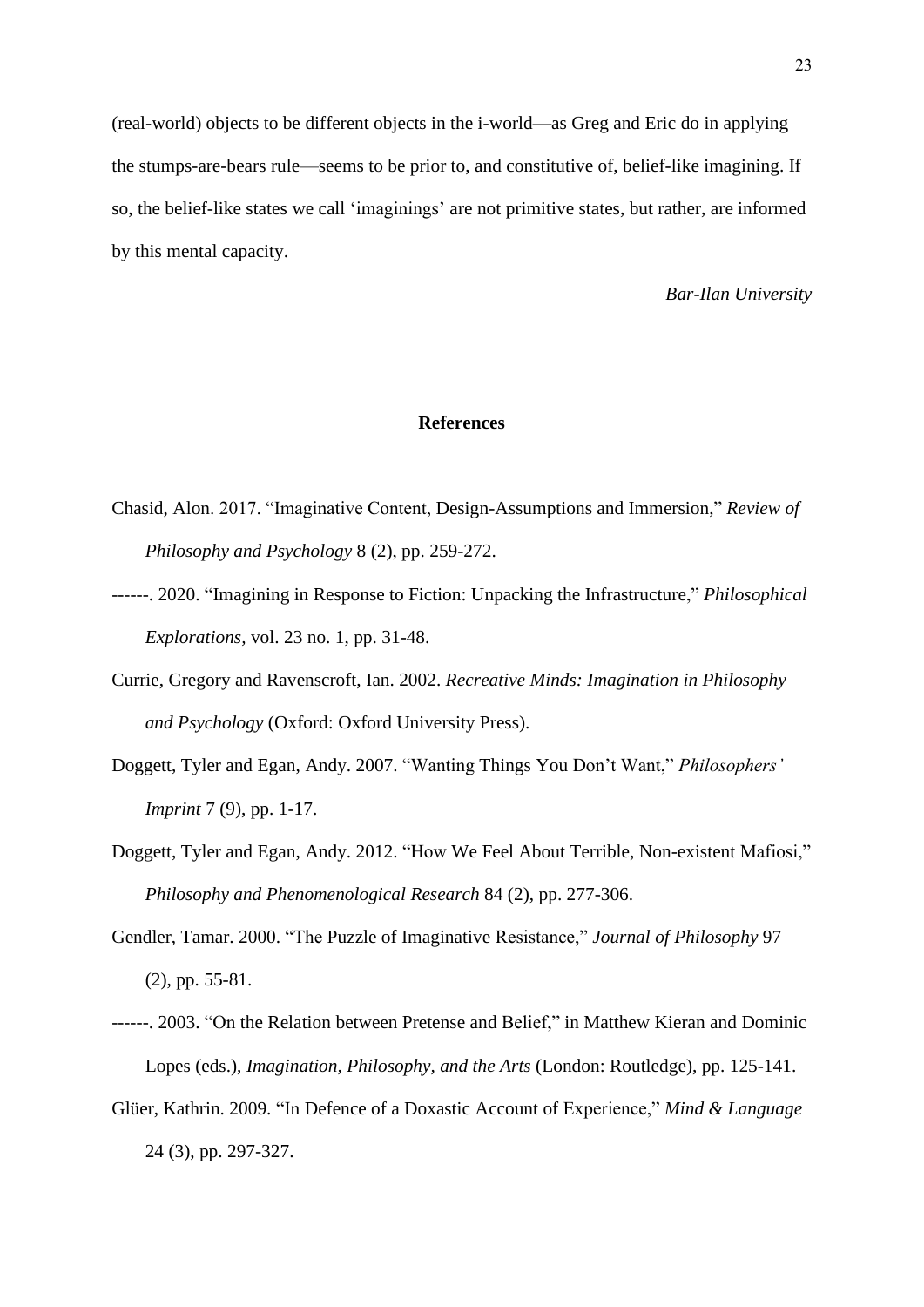(real-world) objects to be different objects in the i-world—as Greg and Eric do in applying the stumps-are-bears rule—seems to be prior to, and constitutive of, belief-like imagining. If so, the belief-like states we call 'imaginings' are not primitive states, but rather, are informed by this mental capacity.

*Bar-Ilan University*

## References

Chasid, Alon. 2017. "Imaginative Content, Design-Assumptions and Immersion," *Review of Philosophy and Psychology* 8 (2), pp. 259-272.

------. 2020. "Imagining in Response to Fiction: Unpacking the Infrastructure," *Philosophical Explorations*, vol. 23 no. 1, pp. 31-48.

Currie, Gregory and Ravenscroft, Ian. 2002. *Recreative Minds: Imagination in Philosophy and Psychology* (Oxford: Oxford University Press).

Doggett, Tyler and Egan, Andy. 2007. "Wanting Things You Don't Want," *Philosophers' Imprint* 7 (9), pp. 1-17.

Doggett, Tyler and Egan, Andy. 2012. "How We Feel About Terrible, Non-existent Mafiosi," *Philosophy and Phenomenological Research* 84 (2), pp. 277-306.

Gendler, Tamar. 2000. "The Puzzle of Imaginative Resistance," *Journal of Philosophy* 97 (2), pp. 55-81.

------. 2003. "On the Relation between Pretense and Belief," in Matthew Kieran and Dominic Lopes (eds.), *Imagination, Philosophy, and the Arts* (London: Routledge), pp. 125-141.

Glüer, Kathrin. 2009. "In Defence of a Doxastic Account of Experience," *Mind & Language* 24 (3), pp. 297-327.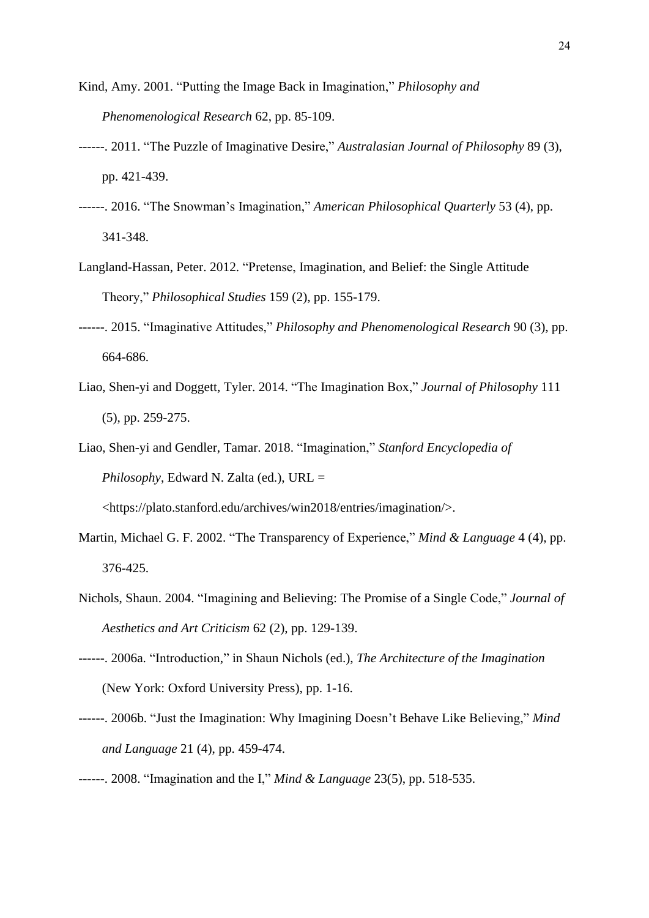Kind, Amy. 2001. "Putting the Image Back in Imagination," *Philosophy and Phenomenological Research* 62, pp. 85-109.

------. 2011. "The Puzzle of Imaginative Desire," *Australasian Journal of Philosophy* 89 (3), pp. 421-439.

------. 2016. "The Snowman's Imagination," *American Philosophical Quarterly* 53 (4), pp. 341-348.

Langland-Hassan, Peter. 2012. "Pretense, Imagination, and Belief: the Single Attitude Theory," *Philosophical Studies* 159 (2), pp. 155-179.

------. 2015. "Imaginative Attitudes," *Philosophy and Phenomenological Research* 90 (3), pp. 664-686.

Liao, Shen-yi and Doggett, Tyler. 2014. "The Imagination Box," *Journal of Philosophy* 111 (5), pp. 259-275.

Liao, Shen-yi and Gendler, Tamar. 2018. "Imagination," *Stanford Encyclopedia of Philosophy*, Edward N. Zalta (ed.), URL = <https://plato.stanford.edu/archives/win2018/entries/imagination/>.

Martin, Michael G. F. 2002. "The Transparency of Experience," *Mind & Language* 4 (4), pp. 376-425.

Nichols, Shaun. 2004. "Imagining and Believing: The Promise of a Single Code," *Journal of Aesthetics and Art Criticism* 62 (2), pp. 129-139.

------. 2006a. "Introduction," in Shaun Nichols (ed.), *The Architecture of the Imagination* (New York: Oxford University Press), pp. 1-16.

------. 2006b. "Just the Imagination: Why Imagining Doesn't Behave Like Believing," *Mind and Language* 21 (4), pp. 459-474.

------. 2008. "Imagination and the I," *Mind & Language* 23(5), pp. 518-535.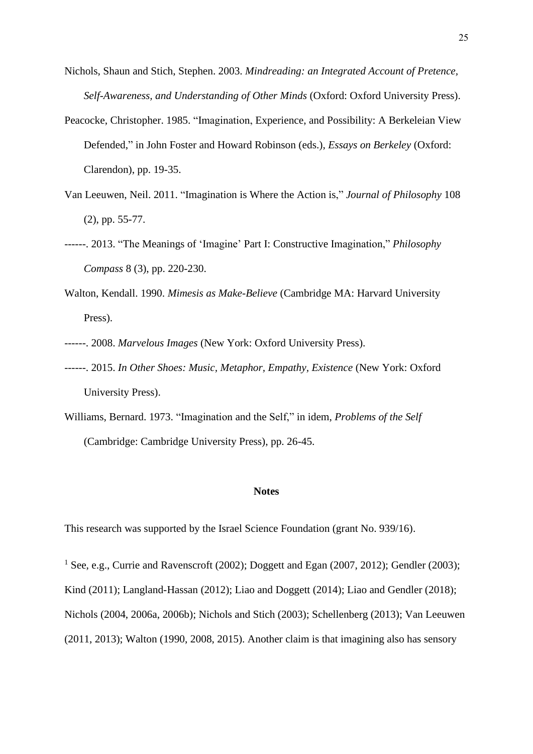Nichols, Shaun and Stich, Stephen. 2003. *Mindreading: an Integrated Account of Pretence, Self-Awareness, and Understanding of Other Minds* (Oxford: Oxford University Press).

Peacocke, Christopher. 1985. "Imagination, Experience, and Possibility: A Berkeleian View Defended," in John Foster and Howard Robinson (eds.), *Essays on Berkeley* (Oxford: Clarendon), pp. 19-35.

Van Leeuwen, Neil. 2011. "Imagination is Where the Action is," *Journal of Philosophy* 108 (2), pp. 55-77.

------. 2013. "The Meanings of 'Imagine' Part I: Constructive Imagination," *Philosophy Compass* 8 (3), pp. 220-230.

Walton, Kendall. 1990. *Mimesis as Make-Believe* (Cambridge MA: Harvard University Press).

------. 2008. *Marvelous Images* (New York: Oxford University Press).

------. 2015. *In Other Shoes: Music, Metaphor, Empathy, Existence* (New York: Oxford University Press).

Williams, Bernard. 1973. "Imagination and the Self," in idem, *Problems of the Self* (Cambridge: Cambridge University Press), pp. 26-45.

## Notes

This research was supported by the Israel Science Foundation (grant No. 939/16).

[1] See, e.g., Currie and Ravenscroft (2002); Doggett and Egan (2007, 2012); Gendler (2003); Kind (2011); Langland-Hassan (2012); Liao and Doggett (2014); Liao and Gendler (2018); Nichols (2004, 2006a, 2006b); Nichols and Stich (2003); Schellenberg (2013); Van Leeuwen (2011, 2013); Walton (1990, 2008, 2015). Another claim is that imagining also has sensory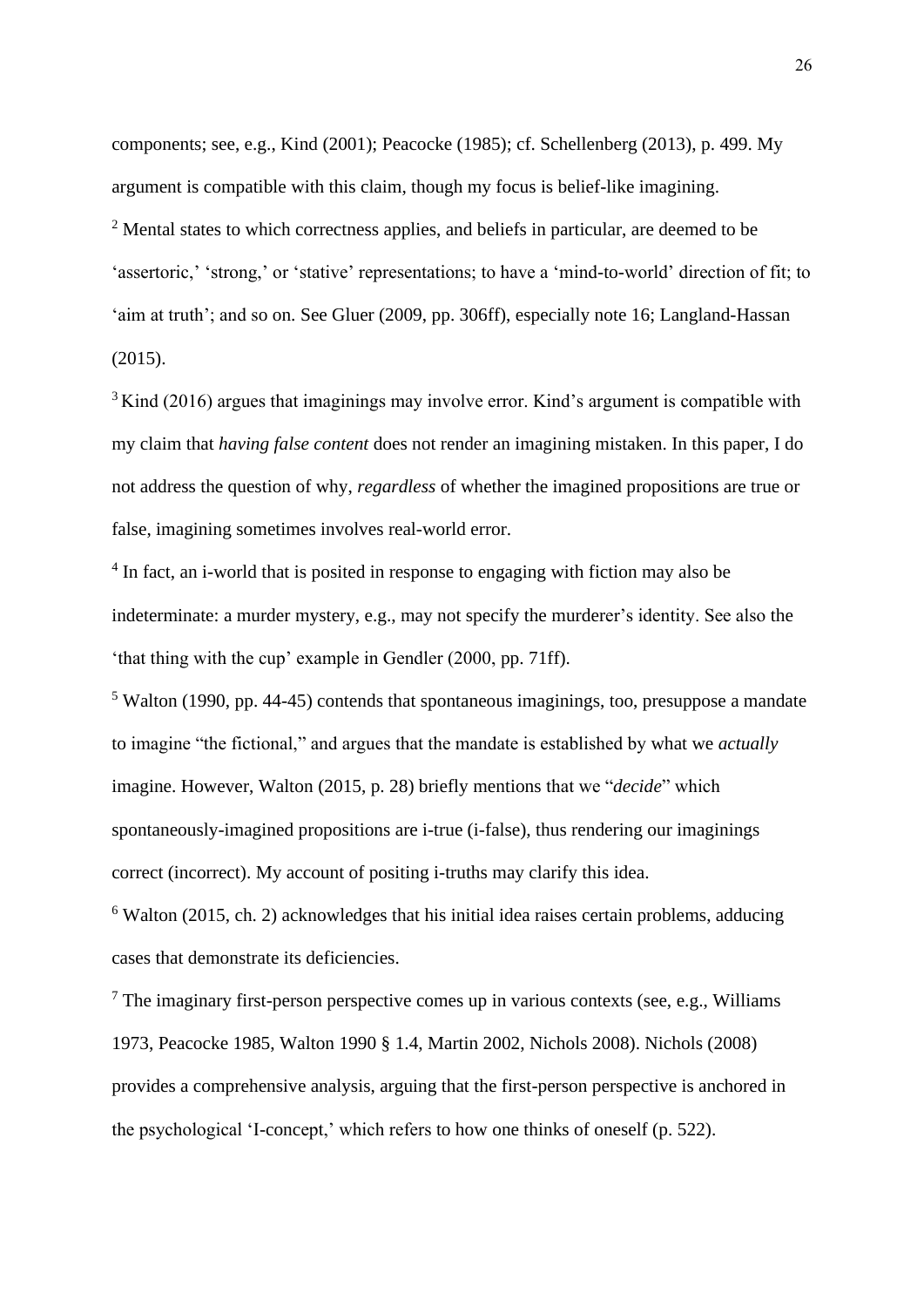components; see, e.g., Kind (2001); Peacocke (1985); cf. Schellenberg (2013), p. 499. My argument is compatible with this claim, though my focus is belief-like imagining.

[2] Mental states to which correctness applies, and beliefs in particular, are deemed to be 'assertoric,' 'strong,' or 'stative' representations; to have a 'mind-to-world' direction of fit; to 'aim at truth'; and so on. See Gluer (2009, pp. 306ff), especially note 16; Langland-Hassan (2015).

[3] Kind (2016) argues that imaginings may involve error. Kind's argument is compatible with my claim that *having false content* does not render an imagining mistaken. In this paper, I do not address the question of why, *regardless* of whether the imagined propositions are true or false, imagining sometimes involves real-world error.

[4] In fact, an i-world that is posited in response to engaging with fiction may also be indeterminate: a murder mystery, e.g., may not specify the murderer's identity. See also the 'that thing with the cup' example in Gendler (2000, pp. 71ff).

[5] Walton (1990, pp. 44-45) contends that spontaneous imaginings, too, presuppose a mandate to imagine "the fictional," and argues that the mandate is established by what we *actually* imagine. However, Walton (2015, p. 28) briefly mentions that we "*decide*" which spontaneously-imagined propositions are i-true (i-false), thus rendering our imaginings correct (incorrect). My account of positing i-truths may clarify this idea.

[6] Walton (2015, ch. 2) acknowledges that his initial idea raises certain problems, adducing cases that demonstrate its deficiencies.

[7] The imaginary first-person perspective comes up in various contexts (see, e.g., Williams 1973, Peacocke 1985, Walton 1990 § 1.4, Martin 2002, Nichols 2008). Nichols (2008) provides a comprehensive analysis, arguing that the first-person perspective is anchored in the psychological 'I-concept,' which refers to how one thinks of oneself (p. 522).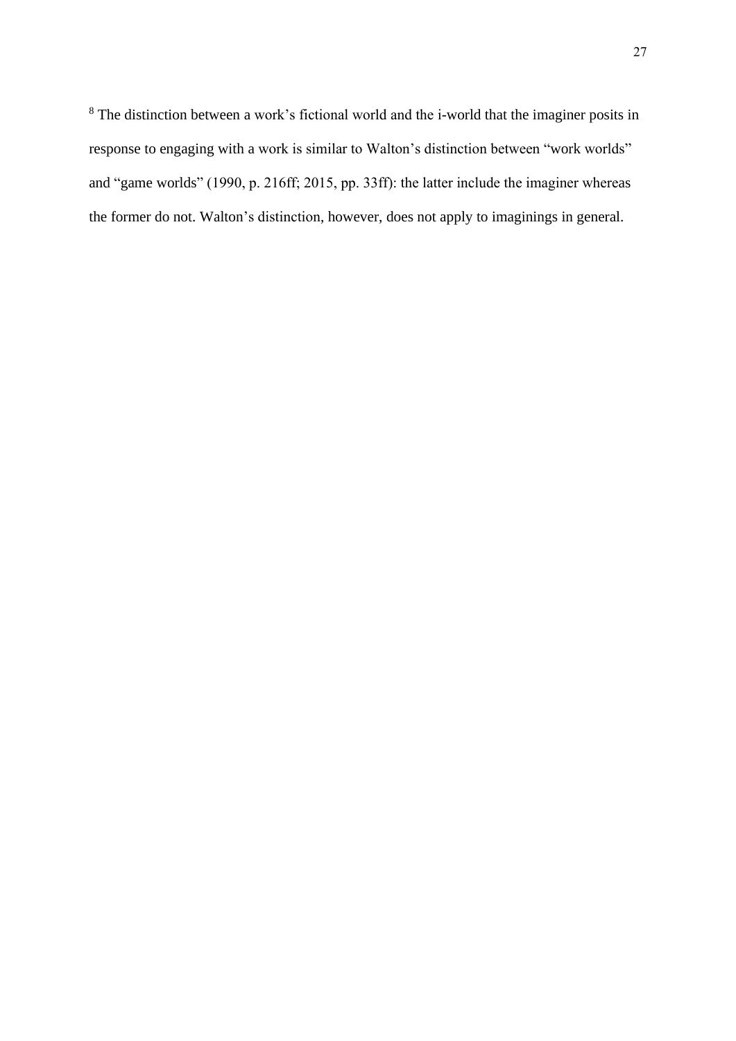[8] The distinction between a work's fictional world and the i-world that the imaginer posits in response to engaging with a work is similar to Walton's distinction between "work worlds" and "game worlds" (1990, p. 216ff; 2015, pp. 33ff): the latter include the imaginer whereas the former do not. Walton's distinction, however, does not apply to imaginings in general.